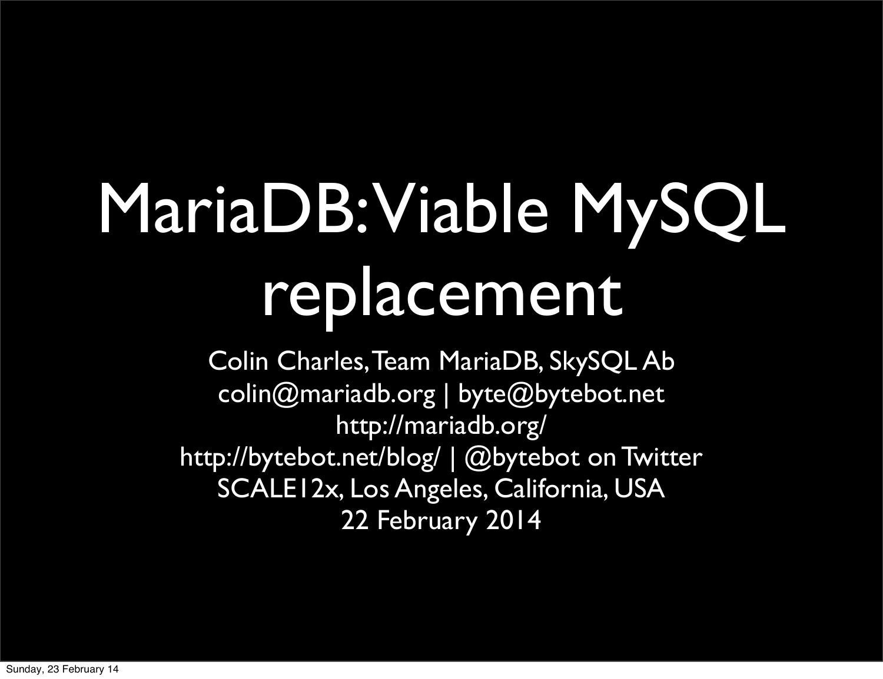# MariaDB: Viable MySQL replacement

Colin Charles, Team MariaDB, SkySQL Ab

colin@mariadb.org | byte@bytebot.net

http://mariadb.org/

http://bytebot.net/blog/ | @bytebot on Twitter

SCALE12x, Los Angeles, California, USA

22 February 2014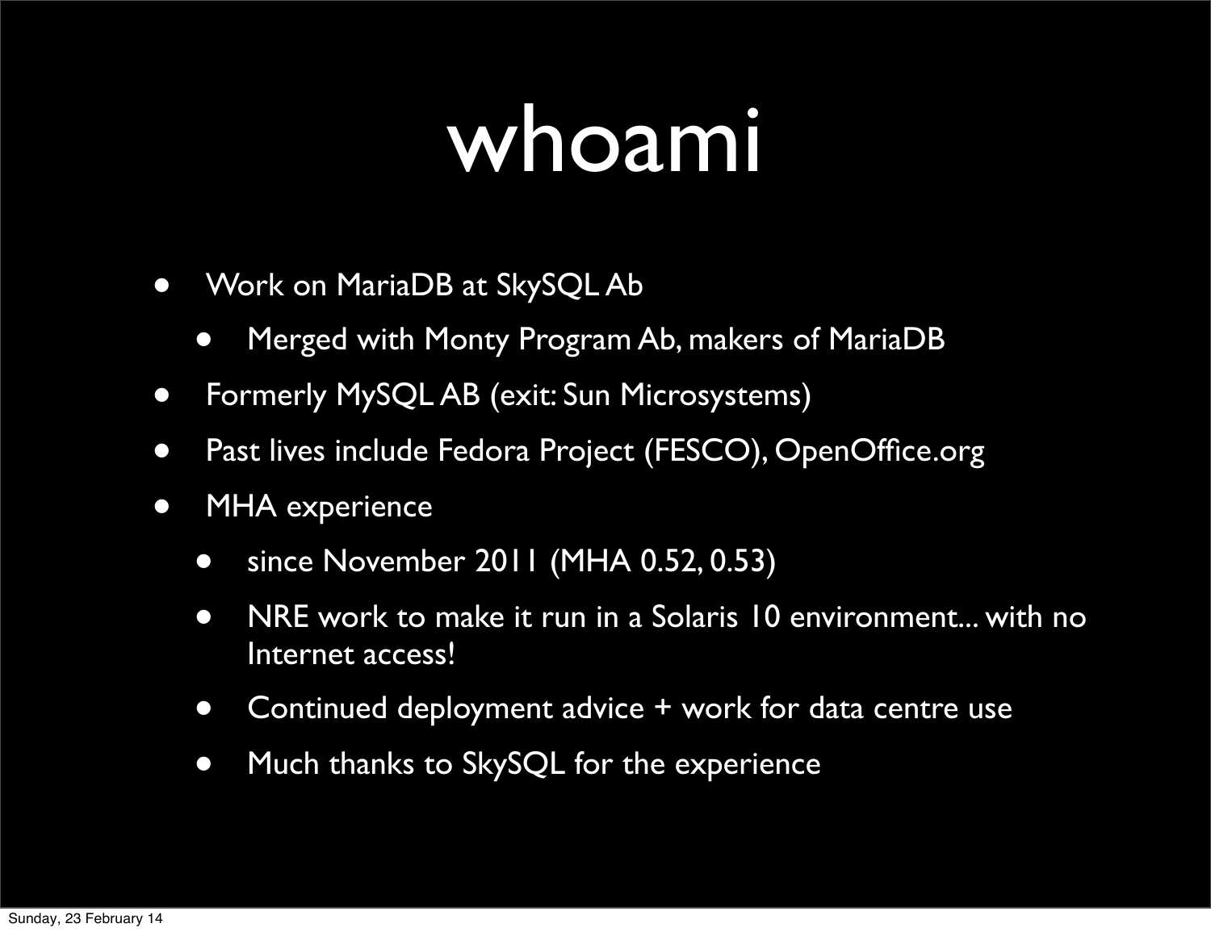# whoami

- Work on MariaDB at SkySQL Ab
  - Merged with Monty Program Ab, makers of MariaDB
- Formerly MySQL AB (exit: Sun Microsystems)
- Past lives include Fedora Project (FESCO), OpenOffice.org
- MHA experience
  - since November 2011 (MHA 0.52, 0.53)
  - NRE work to make it run in a Solaris 10 environment... with no Internet access!
  - Continued deployment advice + work for data centre use
  - Much thanks to SkySQL for the experience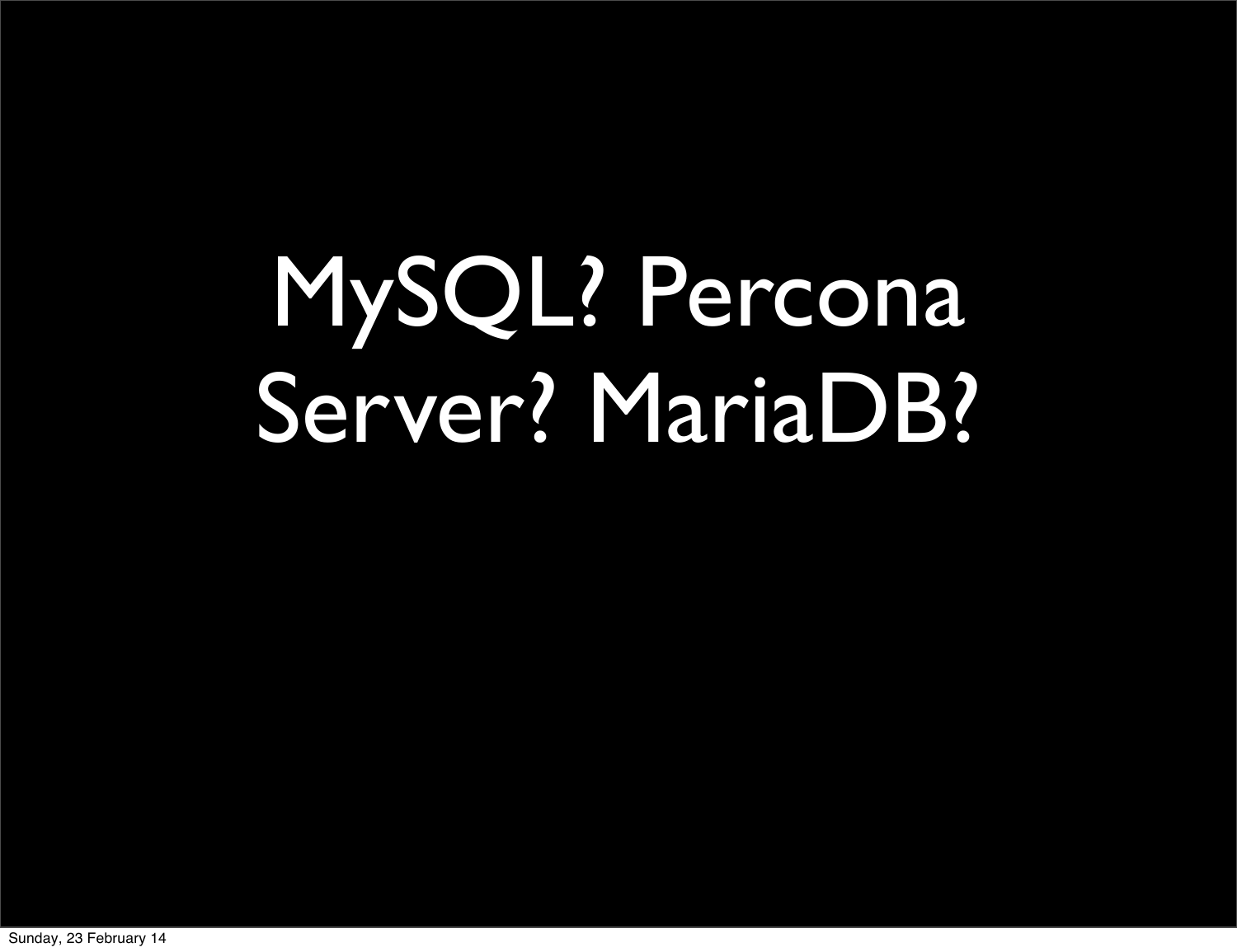# MySQL? Percona Server? MariaDB?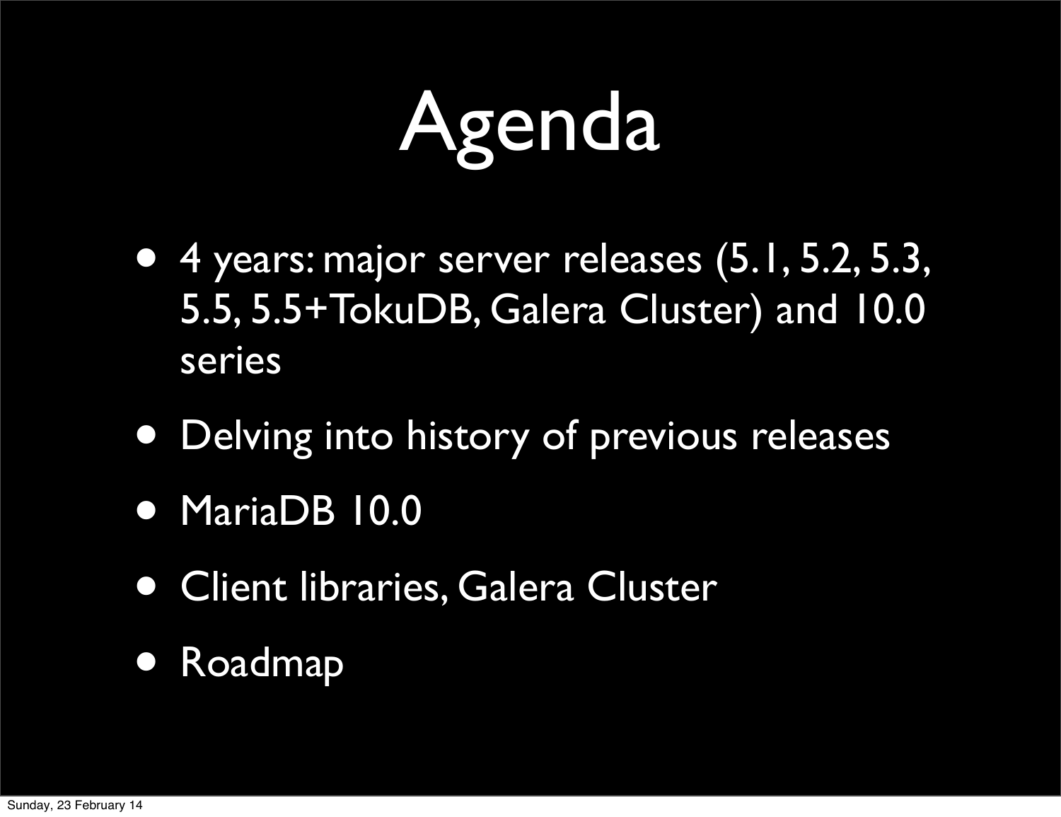# Agenda

- 4 years: major server releases (5.1, 5.2, 5.3, 5.5, 5.5+TokuDB, Galera Cluster) and 10.0 series
- Delving into history of previous releases
- MariaDB 10.0
- Client libraries, Galera Cluster
- Roadmap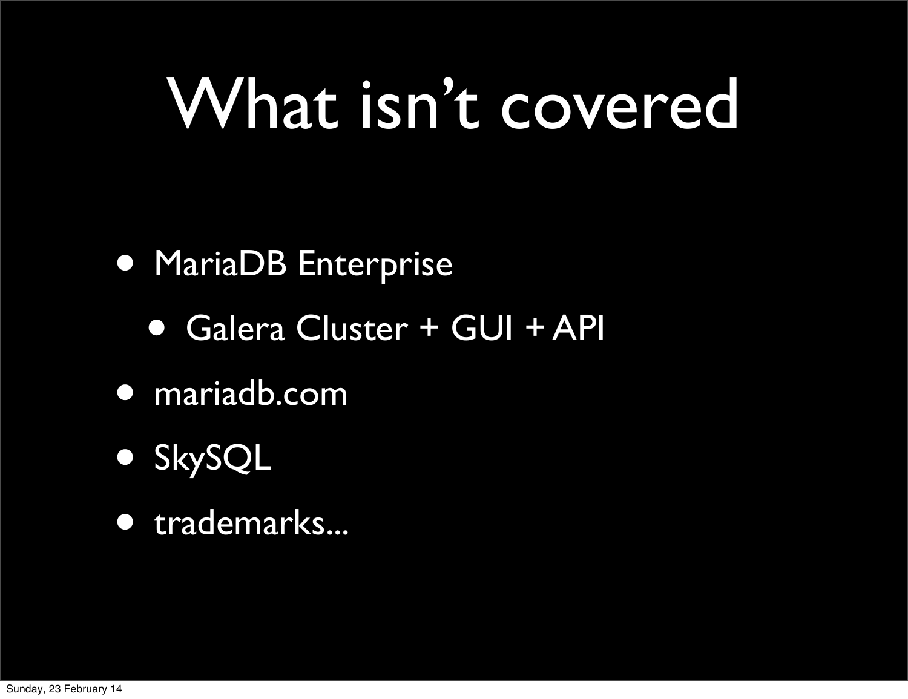# What isn't covered

- MariaDB Enterprise
  - Galera Cluster + GUI + API
- mariadb.com
- SkySQL
- trademarks...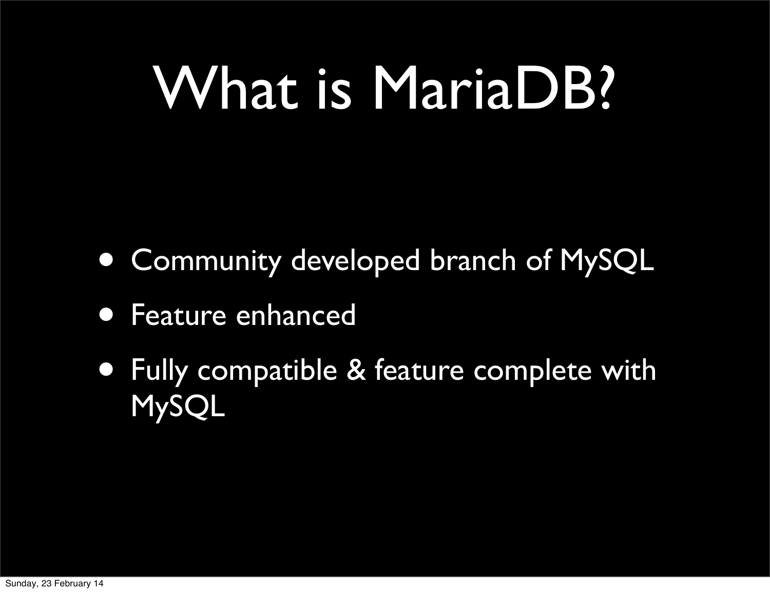# What is MariaDB?

- Community developed branch of MySQL
- Feature enhanced
- Fully compatible & feature complete with MySQL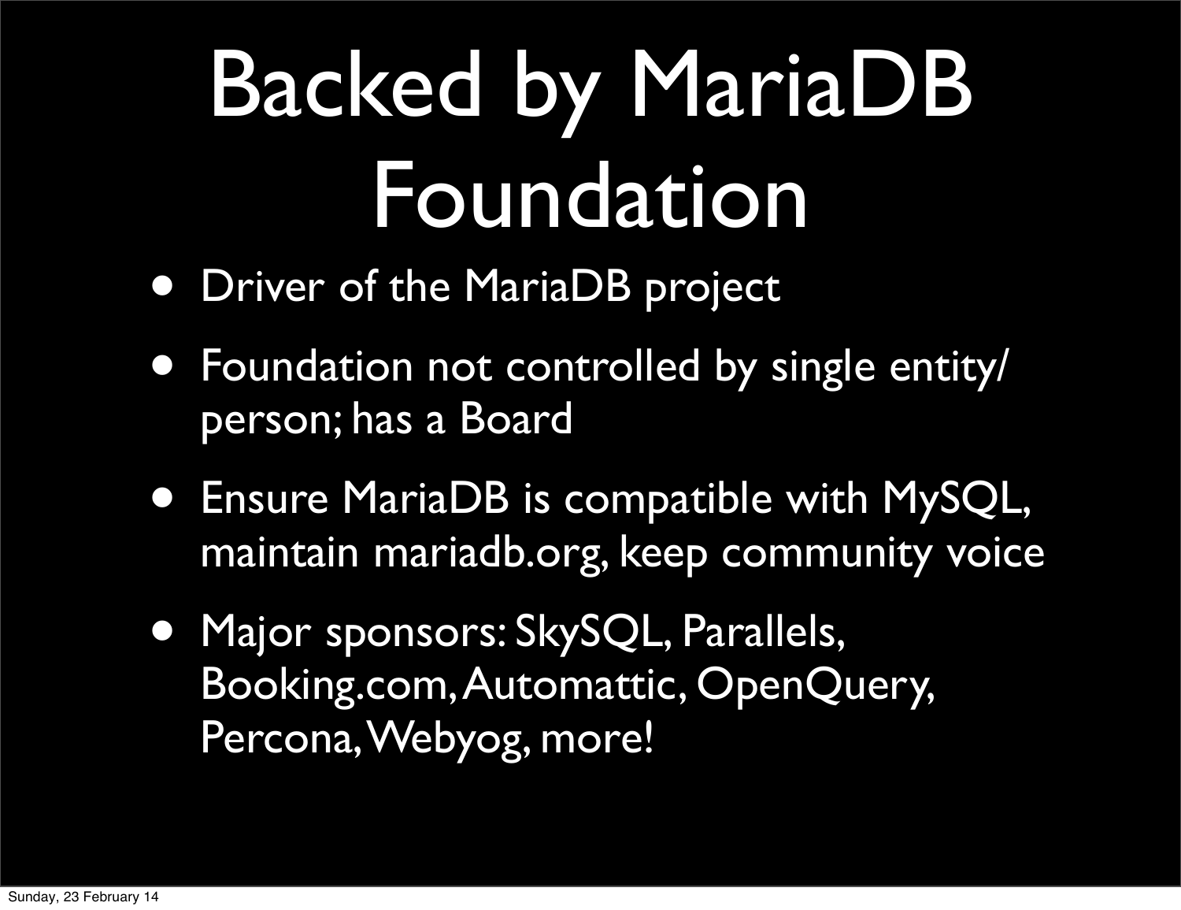# Backed by MariaDB Foundation

- Driver of the MariaDB project
- Foundation not controlled by single entity/person; has a Board
- Ensure MariaDB is compatible with MySQL, maintain mariadb.org, keep community voice
- Major sponsors: SkySQL, Parallels, Booking.com, Automattic, OpenQuery, Percona, Webyog, more!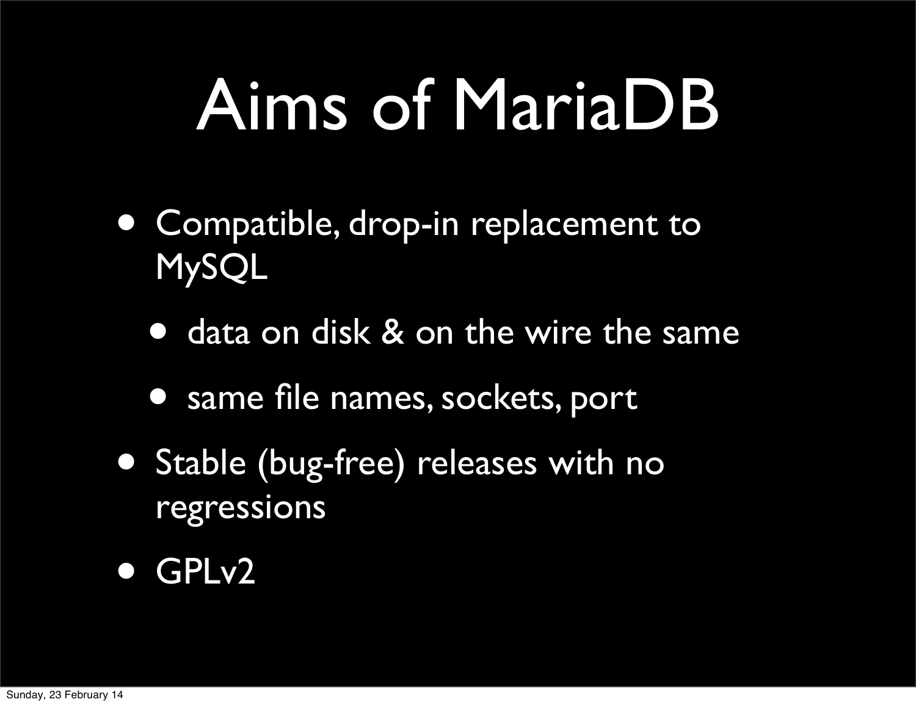# Aims of MariaDB

- Compatible, drop-in replacement to MySQL
  - data on disk & on the wire the same
  - same file names, sockets, port
- Stable (bug-free) releases with no regressions
- GPLv2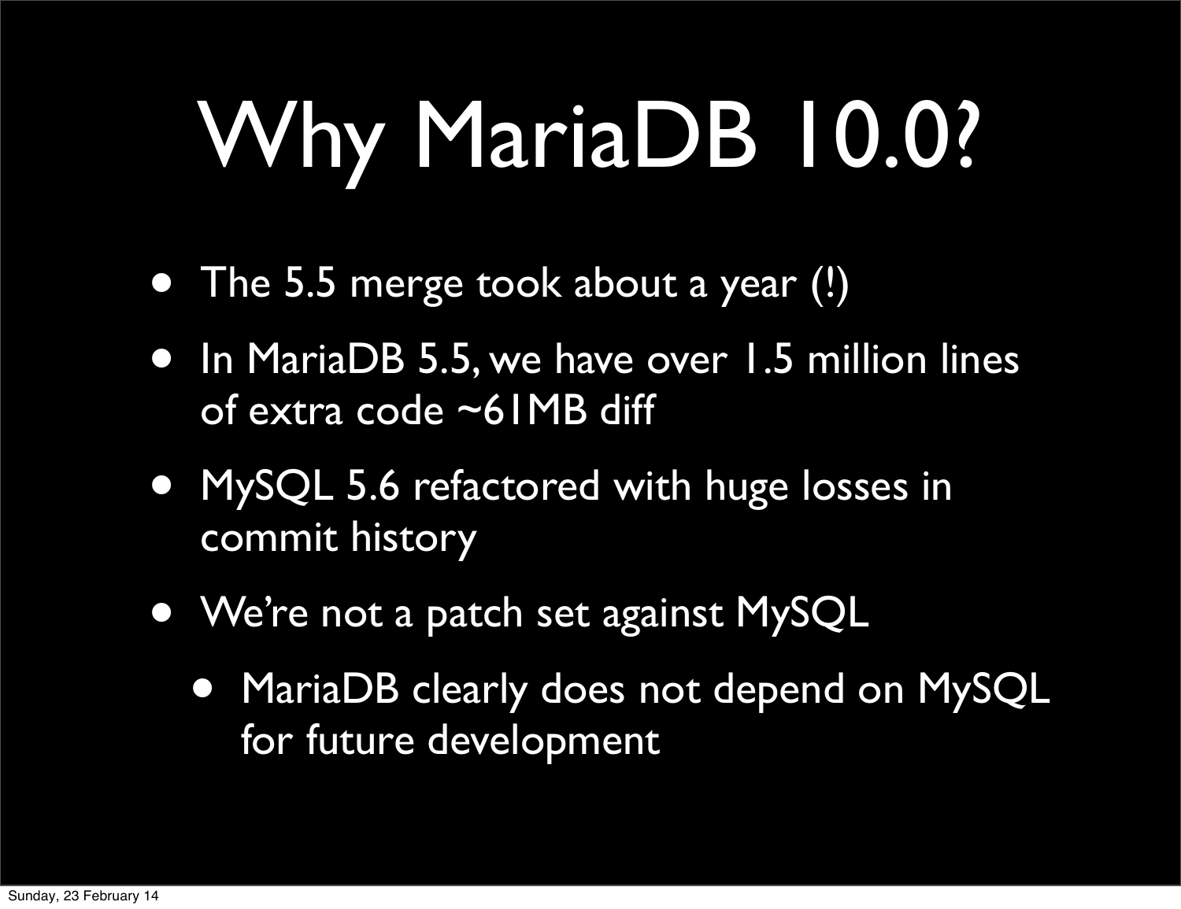# Why MariaDB 10.0?

- The 5.5 merge took about a year (!)
- In MariaDB 5.5, we have over 1.5 million lines of extra code ~61MB diff
- MySQL 5.6 refactored with huge losses in commit history
- We're not a patch set against MySQL
  - MariaDB clearly does not depend on MySQL for future development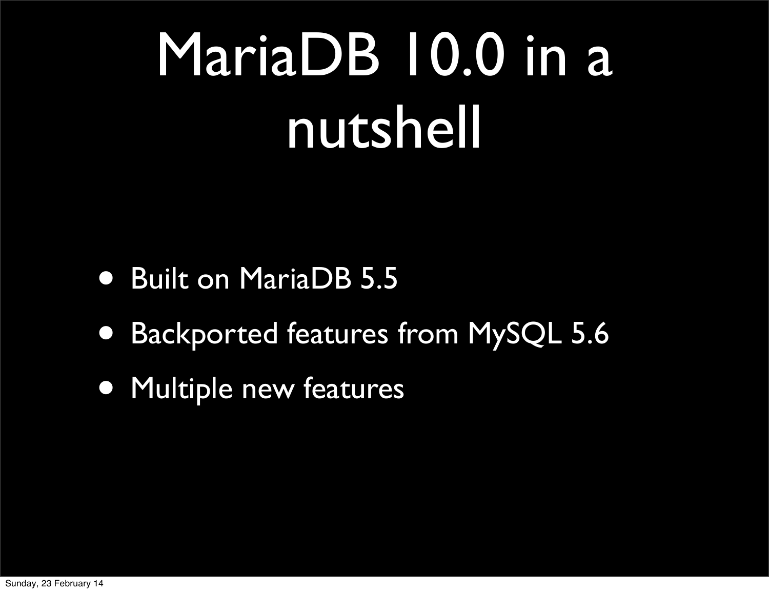# MariaDB 10.0 in a nutshell

- Built on MariaDB 5.5
- Backported features from MySQL 5.6
- Multiple new features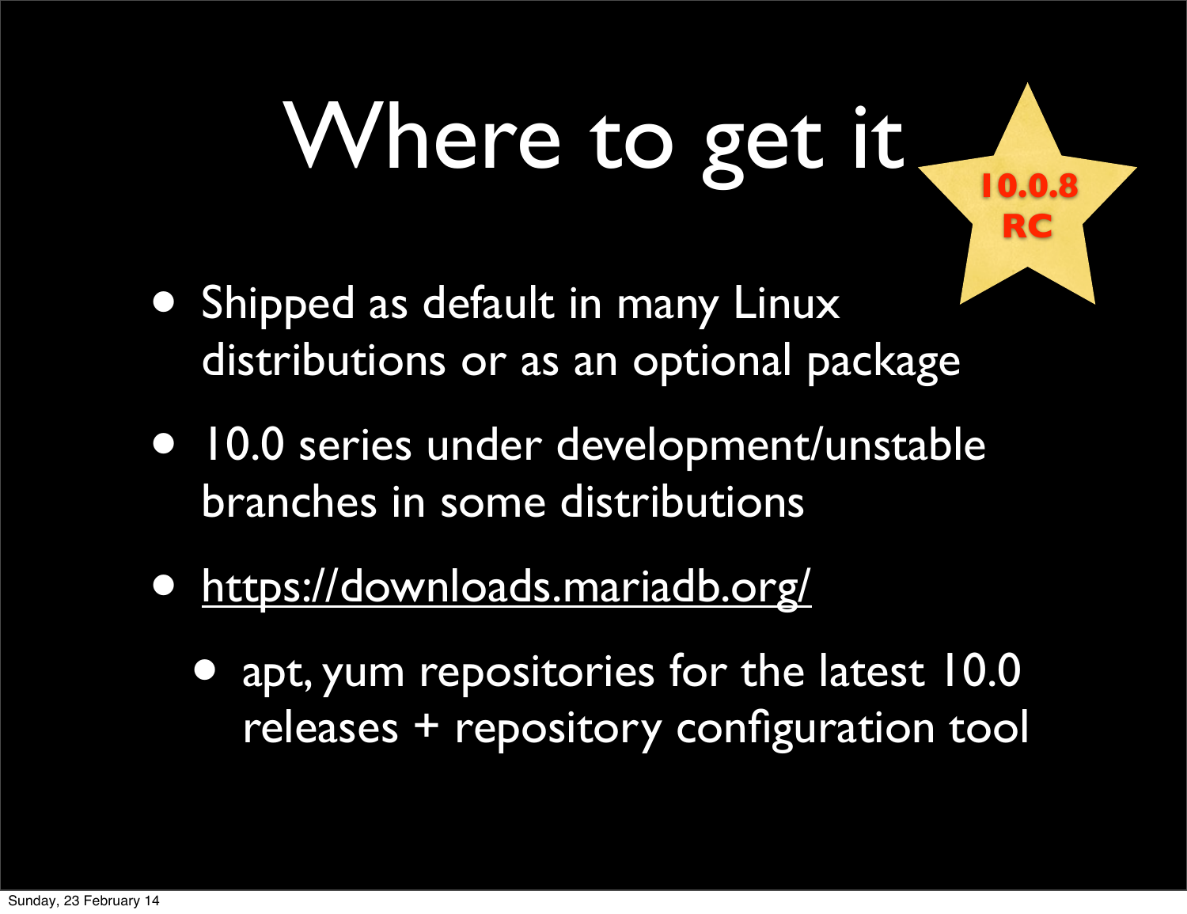# Where to get it

10.0.8 RC

- Shipped as default in many Linux distributions or as an optional package
- 10.0 series under development/unstable branches in some distributions
- https://downloads.mariadb.org/
  - apt, yum repositories for the latest 10.0 releases + repository configuration tool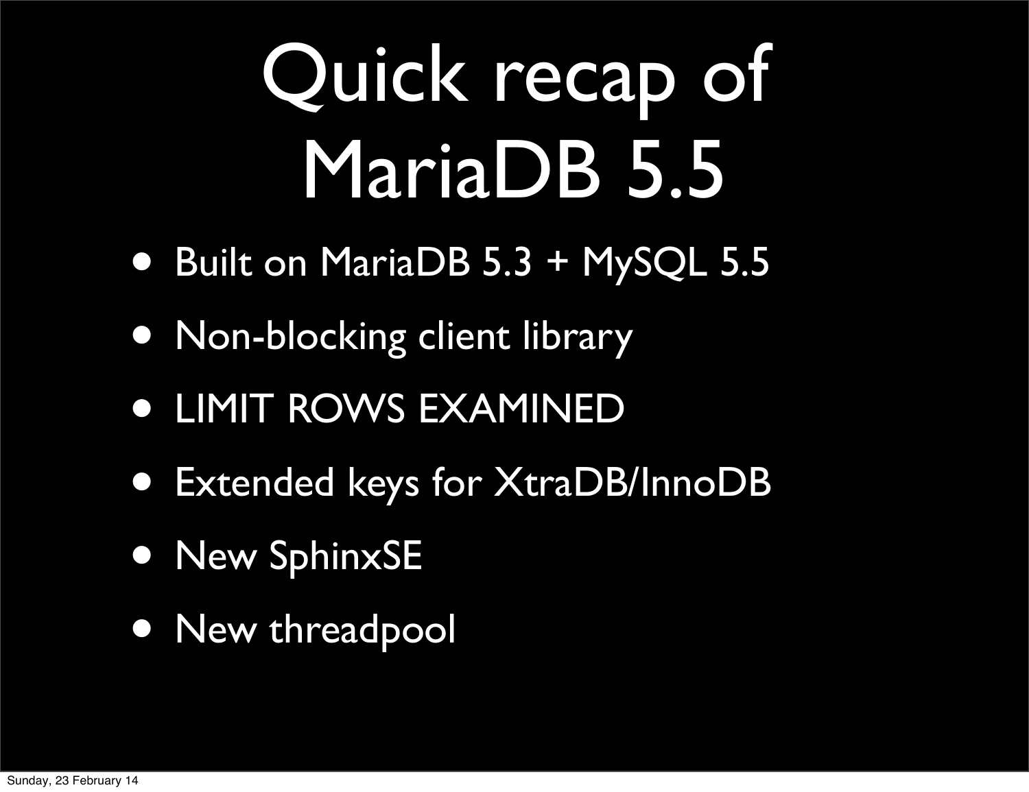# Quick recap of MariaDB 5.5

- Built on MariaDB 5.3 + MySQL 5.5
- Non-blocking client library
- LIMIT ROWS EXAMINED
- Extended keys for XtraDB/InnoDB
- New SphinxSE
- New threadpool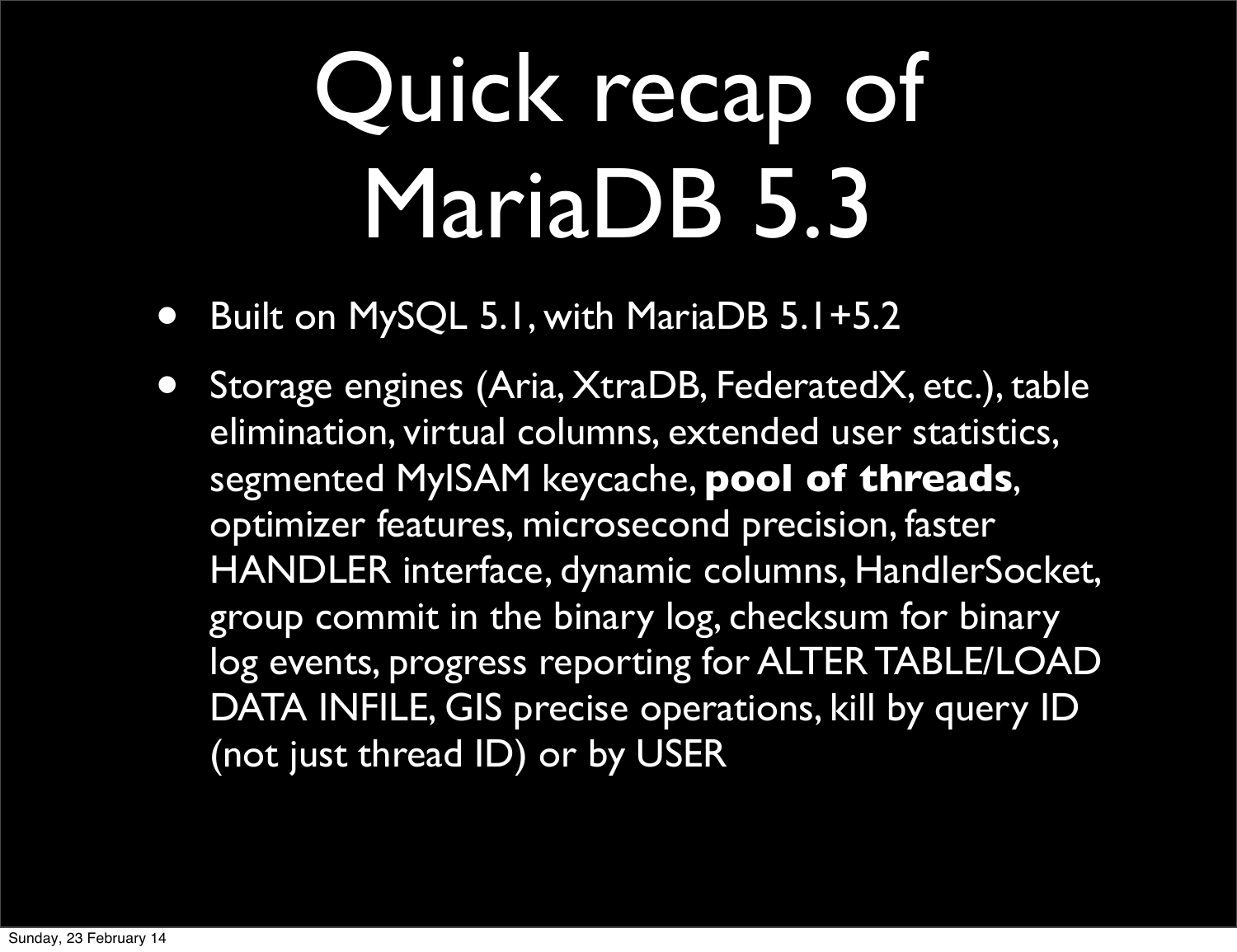# Quick recap of MariaDB 5.3

- Built on MySQL 5.1, with MariaDB 5.1+5.2
- Storage engines (Aria, XtraDB, FederatedX, etc.), table elimination, virtual columns, extended user statistics, segmented MyISAM keycache, **pool of threads**, optimizer features, microsecond precision, faster HANDLER interface, dynamic columns, HandlerSocket, group commit in the binary log, checksum for binary log events, progress reporting for ALTER TABLE/LOAD DATA INFILE, GIS precise operations, kill by query ID (not just thread ID) or by USER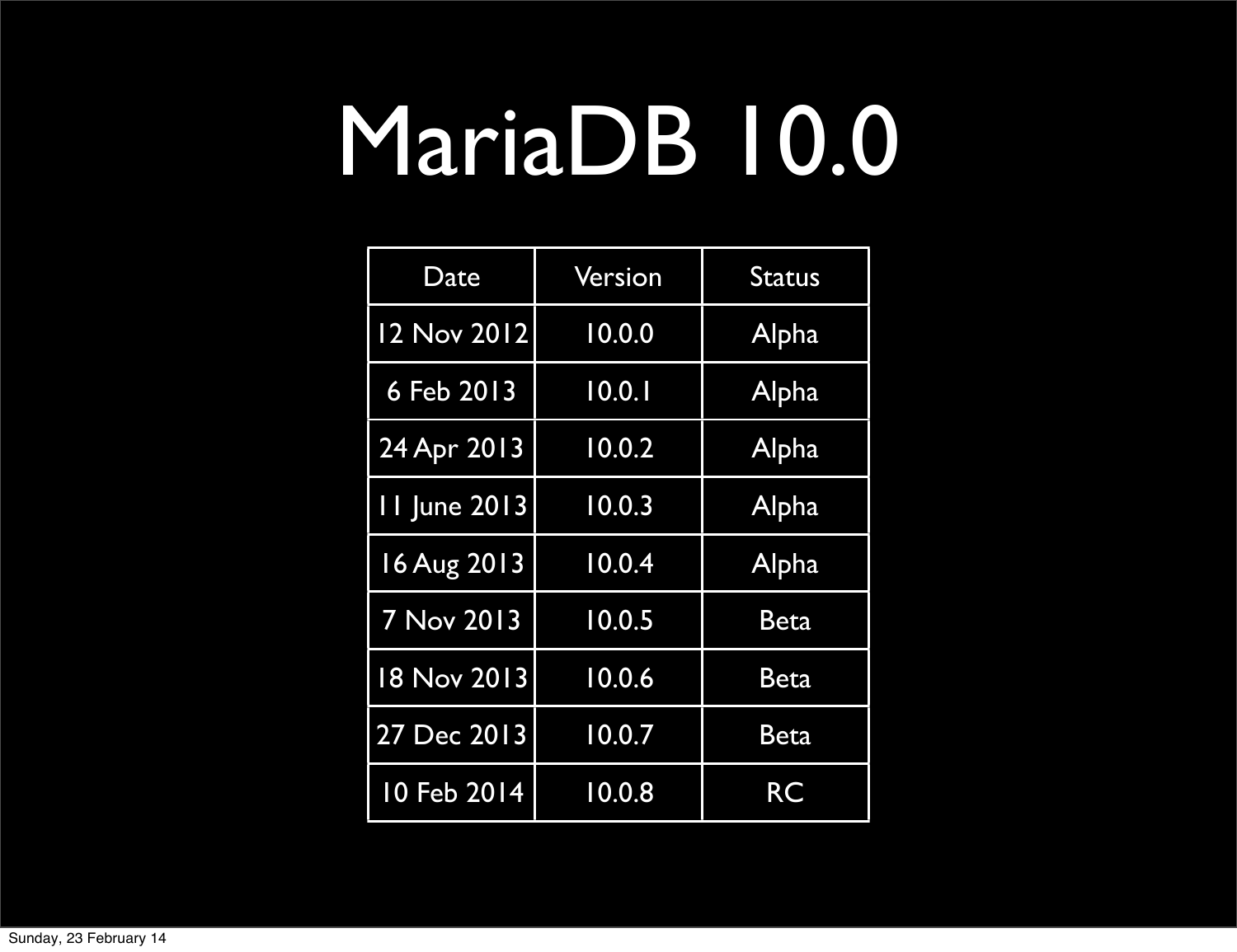# MariaDB 10.0

| Date | Version | Status |
| --- | --- | --- |
| 12 Nov 2012 | 10.0.0 | Alpha |
| 6 Feb 2013 | 10.0.1 | Alpha |
| 24 Apr 2013 | 10.0.2 | Alpha |
| 11 June 2013 | 10.0.3 | Alpha |
| 16 Aug 2013 | 10.0.4 | Alpha |
| 7 Nov 2013 | 10.0.5 | Beta |
| 18 Nov 2013 | 10.0.6 | Beta |
| 27 Dec 2013 | 10.0.7 | Beta |
| 10 Feb 2014 | 10.0.8 | RC |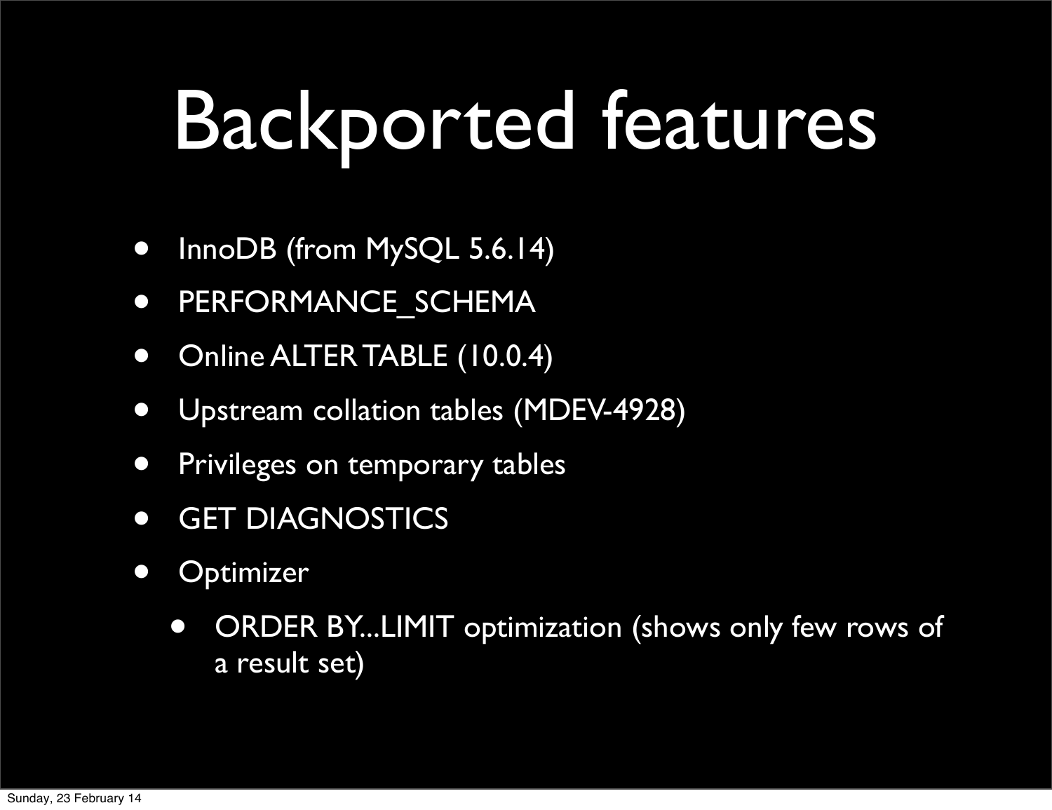# Backported features

- InnoDB (from MySQL 5.6.14)
- PERFORMANCE_SCHEMA
- Online ALTER TABLE (10.0.4)
- Upstream collation tables (MDEV-4928)
- Privileges on temporary tables
- GET DIAGNOSTICS
- Optimizer
  - ORDER BY...LIMIT optimization (shows only few rows of a result set)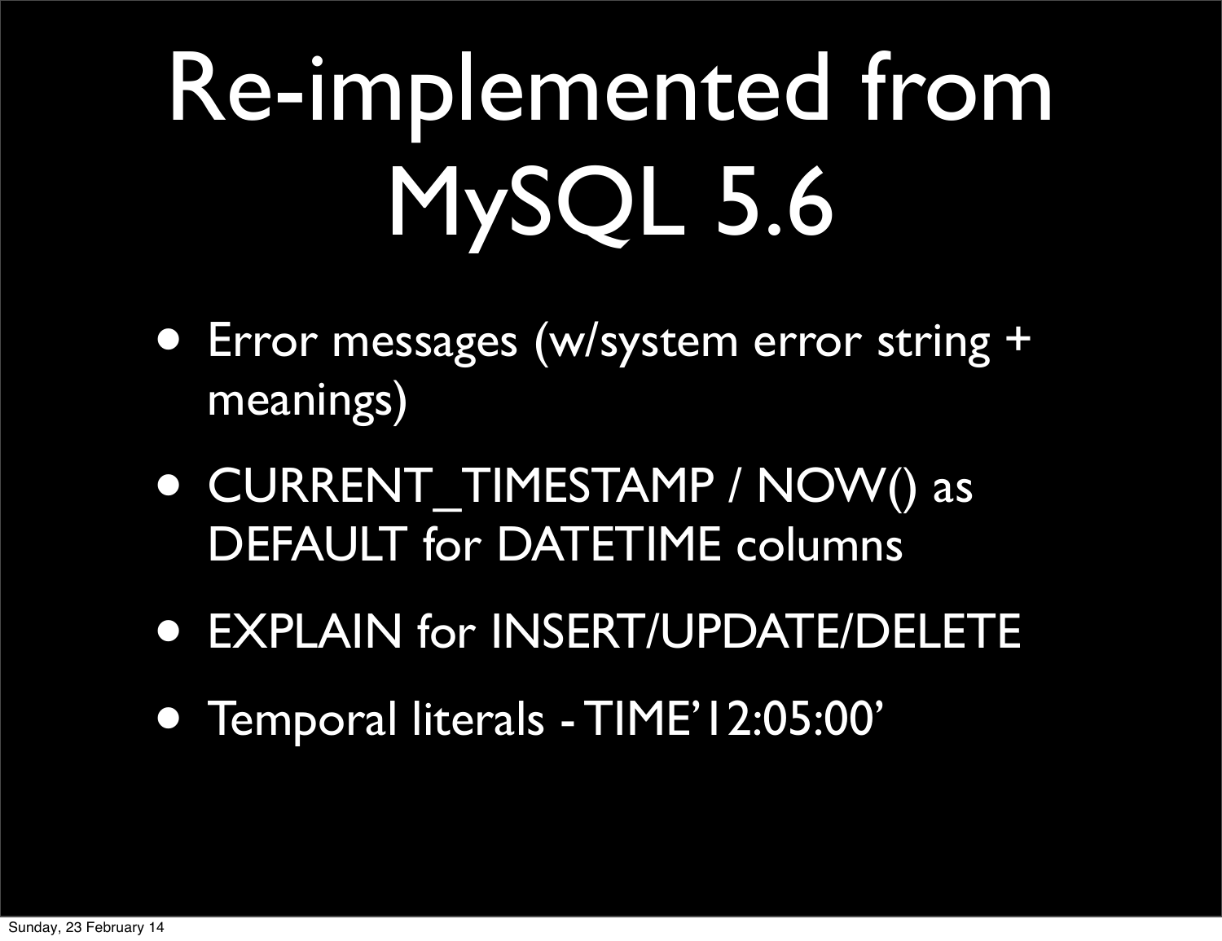# Re-implemented from MySQL 5.6

- Error messages (w/system error string + meanings)
- CURRENT_TIMESTAMP / NOW() as DEFAULT for DATETIME columns
- EXPLAIN for INSERT/UPDATE/DELETE
- Temporal literals - TIME’12:05:00’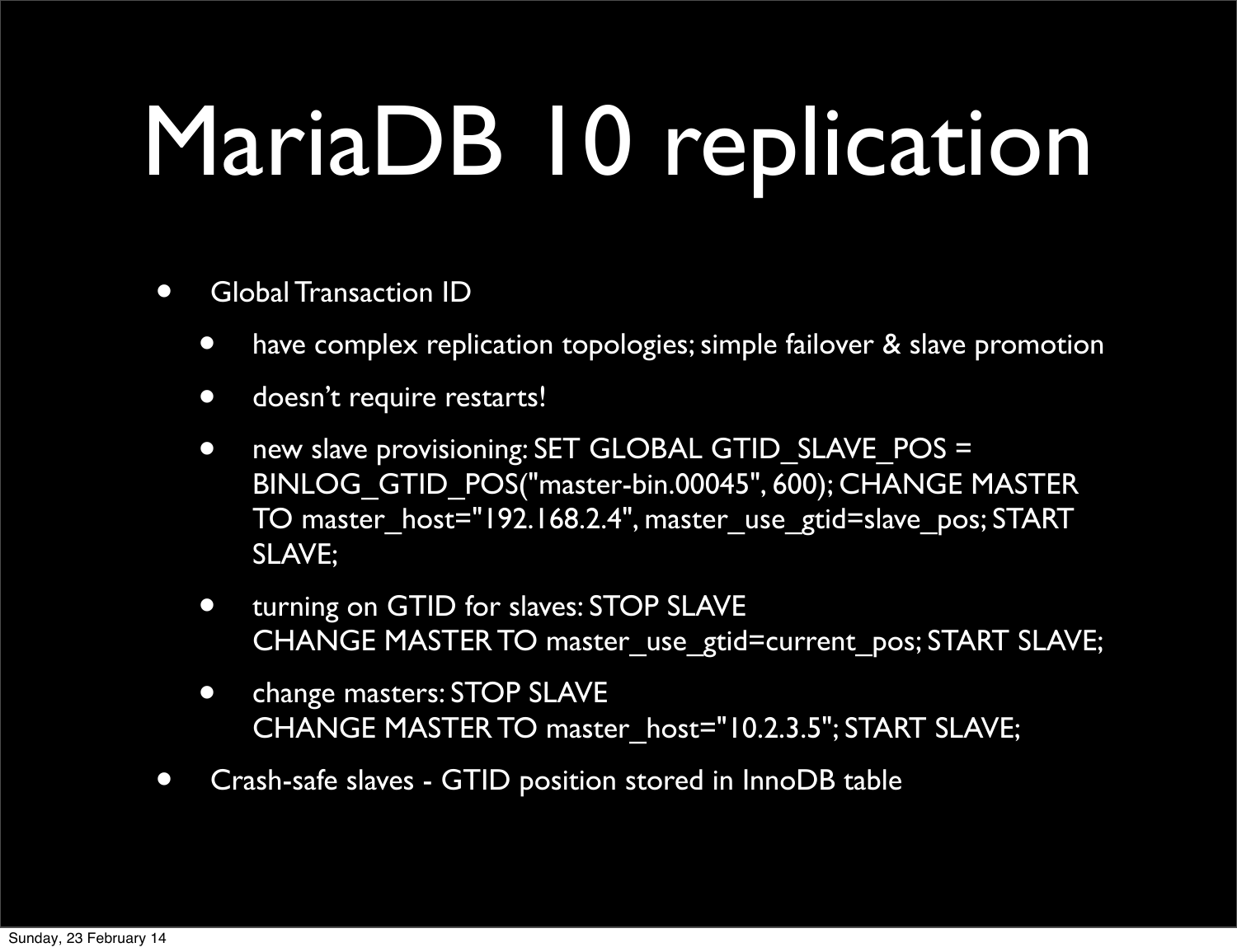# MariaDB 10 replication

- Global Transaction ID
  - have complex replication topologies; simple failover & slave promotion
  - doesn't require restarts!
  - new slave provisioning: SET GLOBAL GTID_SLAVE_POS = BINLOG_GTID_POS("master-bin.00045", 600); CHANGE MASTER TO master_host="192.168.2.4", master_use_gtid=slave_pos; START SLAVE;
  - turning on GTID for slaves: STOP SLAVE
    CHANGE MASTER TO master_use_gtid=current_pos; START SLAVE;
  - change masters: STOP SLAVE
    CHANGE MASTER TO master_host="10.2.3.5"; START SLAVE;
- Crash-safe slaves - GTID position stored in InnoDB table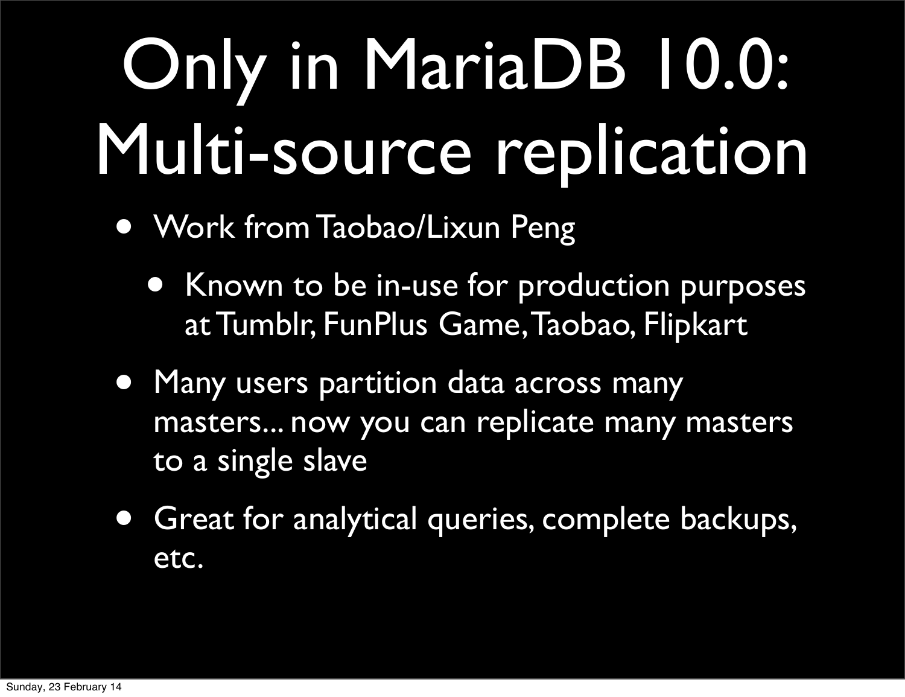# Only in MariaDB 10.0: Multi-source replication

- Work from Taobao/Lixun Peng
  - Known to be in-use for production purposes at Tumblr, FunPlus Game, Taobao, Flipkart
- Many users partition data across many masters... now you can replicate many masters to a single slave
- Great for analytical queries, complete backups, etc.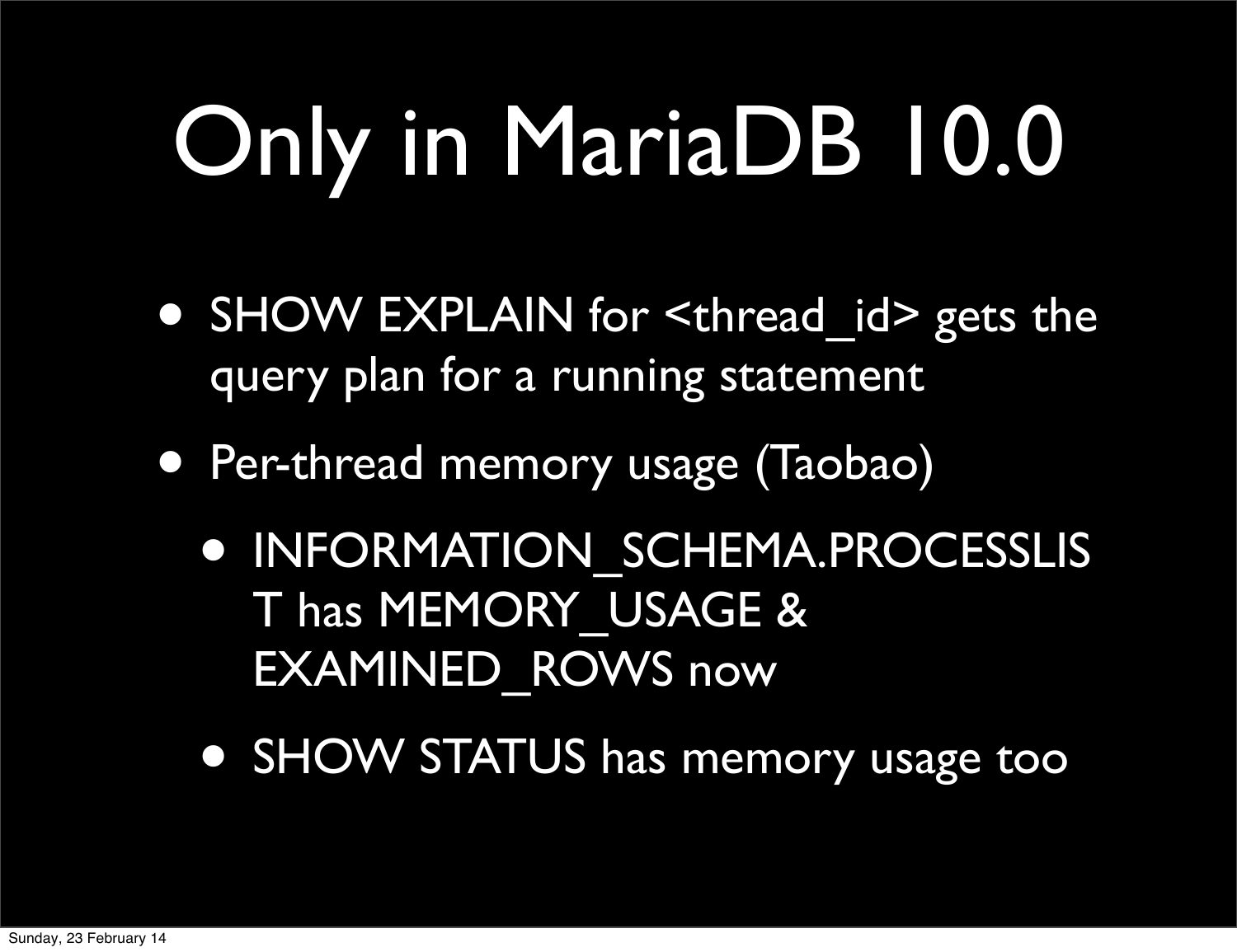# Only in MariaDB 10.0

- SHOW EXPLAIN for <thread_id> gets the query plan for a running statement
- Per-thread memory usage (Taobao)
  - INFORMATION_SCHEMA.PROCESSLIST has MEMORY_USAGE & EXAMINED_ROWS now
  - SHOW STATUS has memory usage too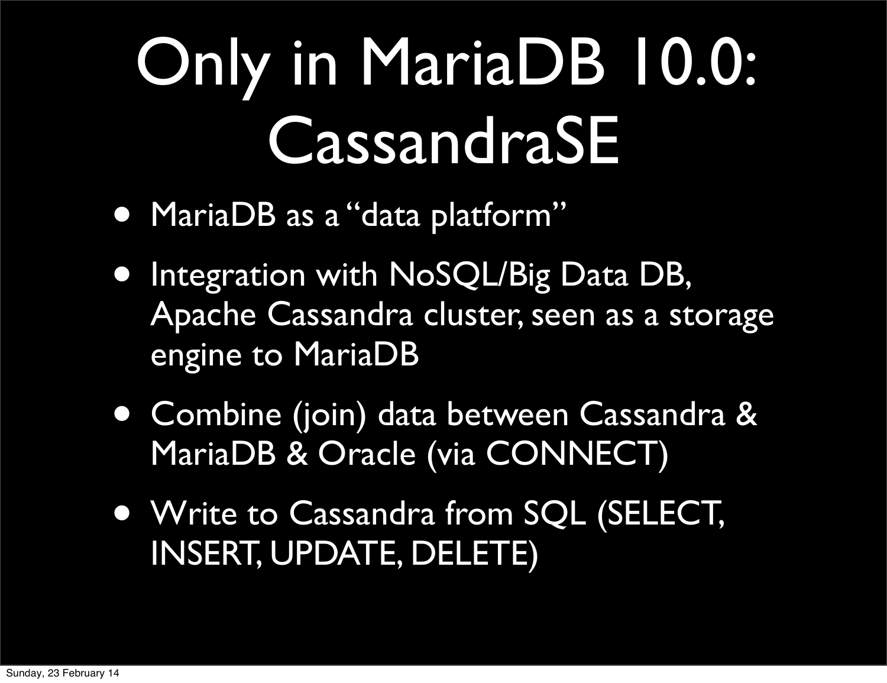# Only in MariaDB 10.0: CassandraSE

- MariaDB as a "data platform"
- Integration with NoSQL/Big Data DB, Apache Cassandra cluster, seen as a storage engine to MariaDB
- Combine (join) data between Cassandra & MariaDB & Oracle (via CONNECT)
- Write to Cassandra from SQL (SELECT, INSERT, UPDATE, DELETE)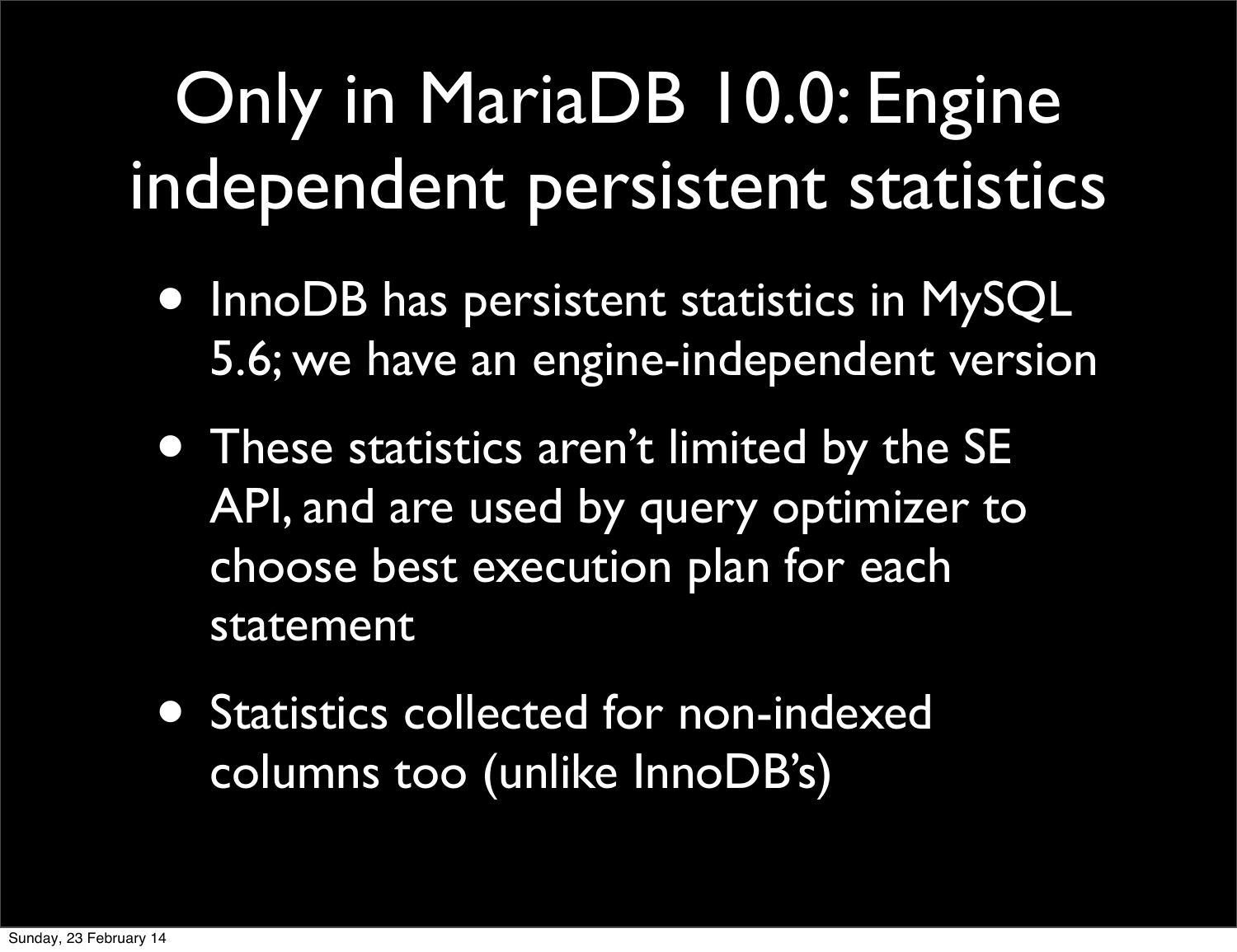# Only in MariaDB 10.0: Engine independent persistent statistics

- InnoDB has persistent statistics in MySQL 5.6; we have an engine-independent version
- These statistics aren't limited by the SE API, and are used by query optimizer to choose best execution plan for each statement
- Statistics collected for non-indexed columns too (unlike InnoDB's)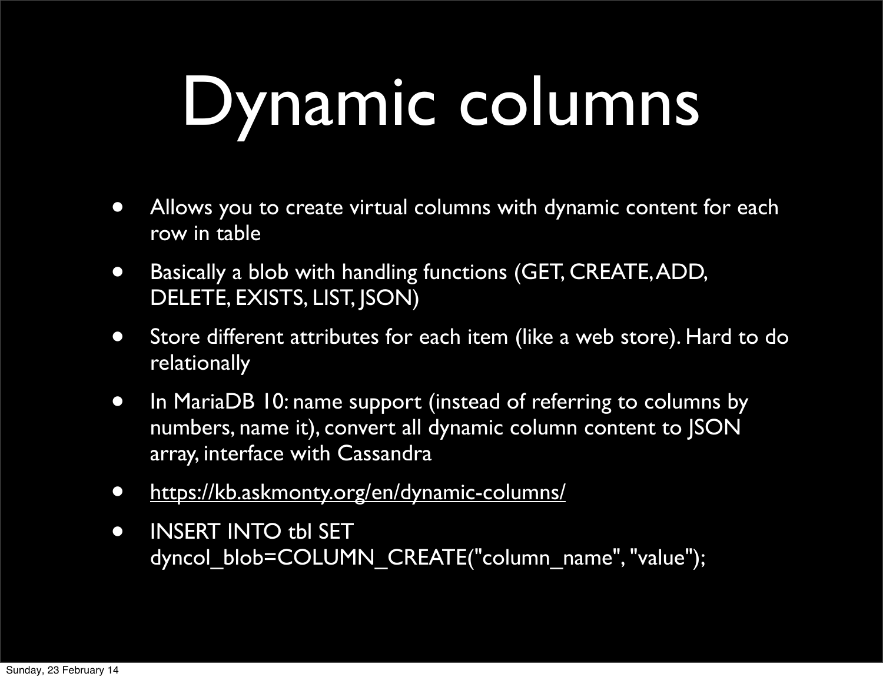# Dynamic columns

- Allows you to create virtual columns with dynamic content for each row in table
- Basically a blob with handling functions (GET, CREATE, ADD, DELETE, EXISTS, LIST, JSON)
- Store different attributes for each item (like a web store). Hard to do relationally
- In MariaDB 10: name support (instead of referring to columns by numbers, name it), convert all dynamic column content to JSON array, interface with Cassandra
- https://kb.askmonty.org/en/dynamic-columns/
- INSERT INTO tbl SET dyncol_blob=COLUMN_CREATE("column_name", "value");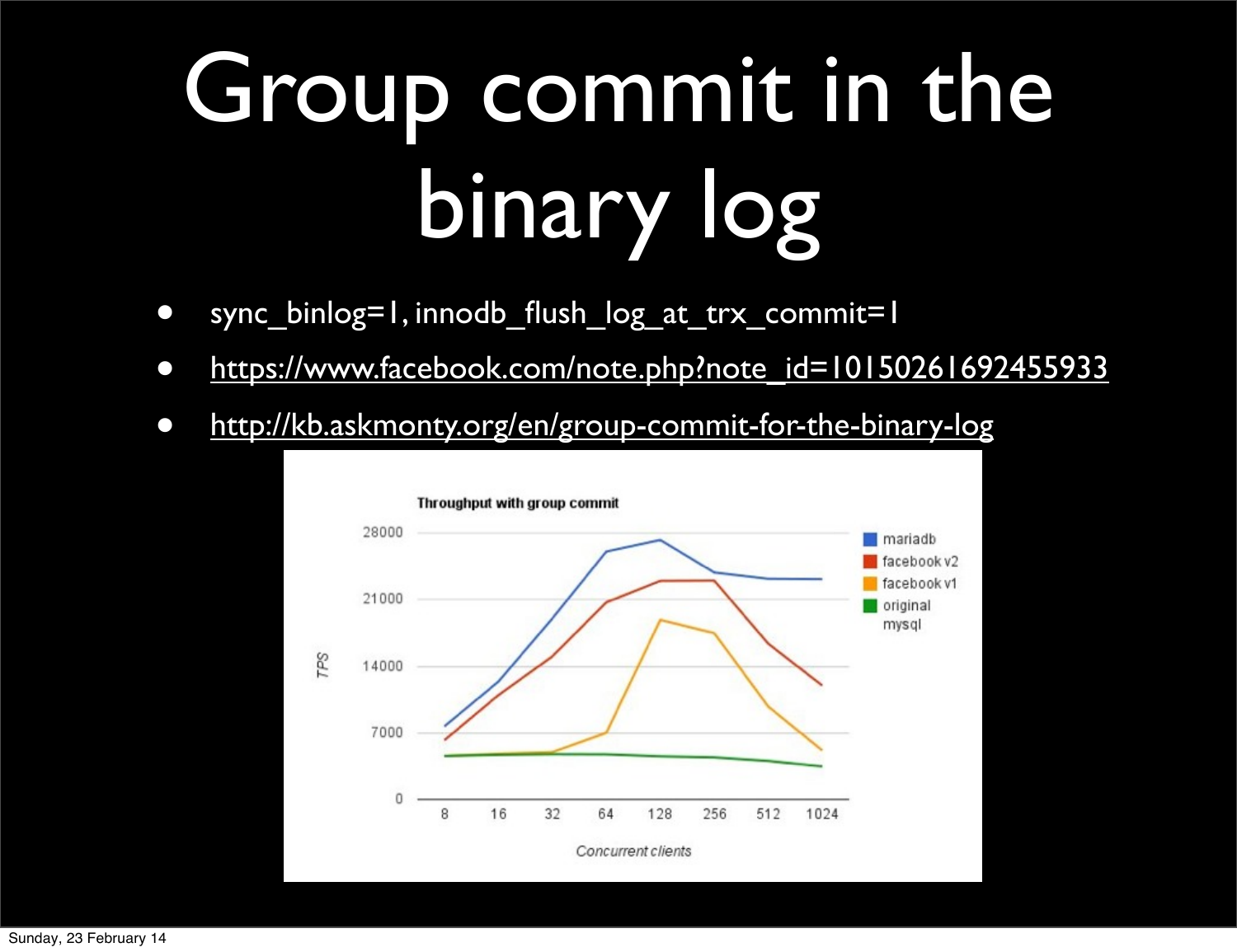# Group commit in the binary log

- sync_binlog=1, innodb_flush_log_at_trx_commit=1
- https://www.facebook.com/note.php?note_id=10150261692455933
- http://kb.askmonty.org/en/group-commit-for-the-binary-log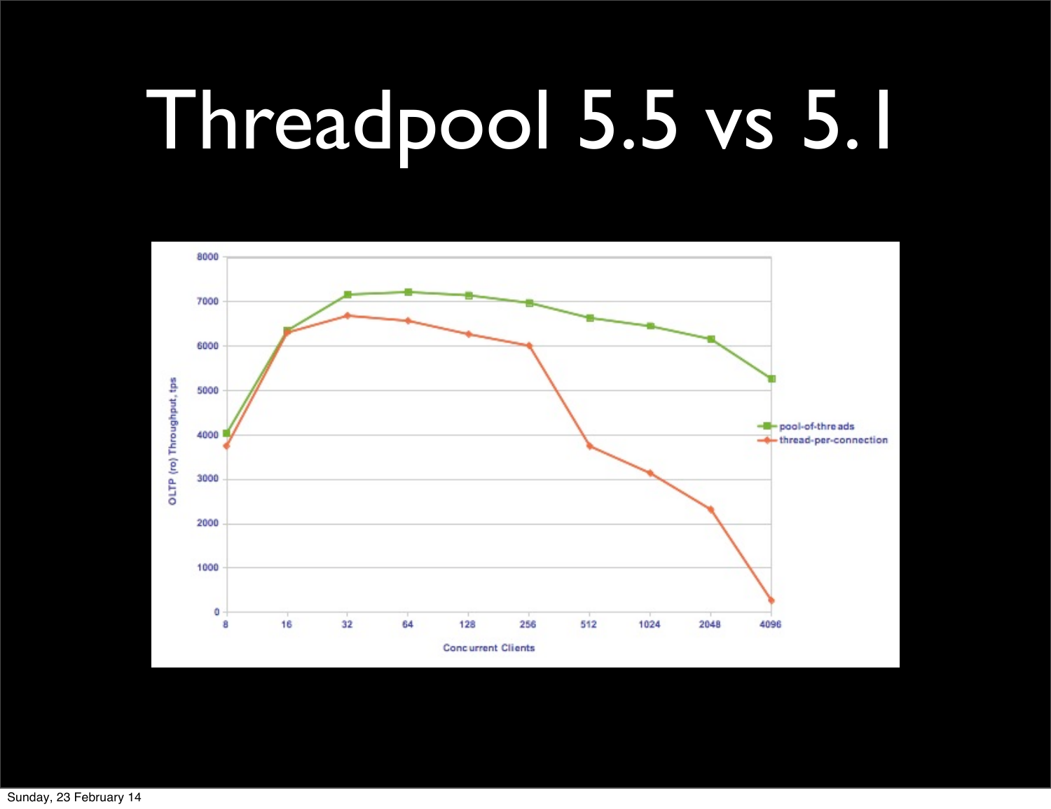# Threadpool 5.5 vs 5.1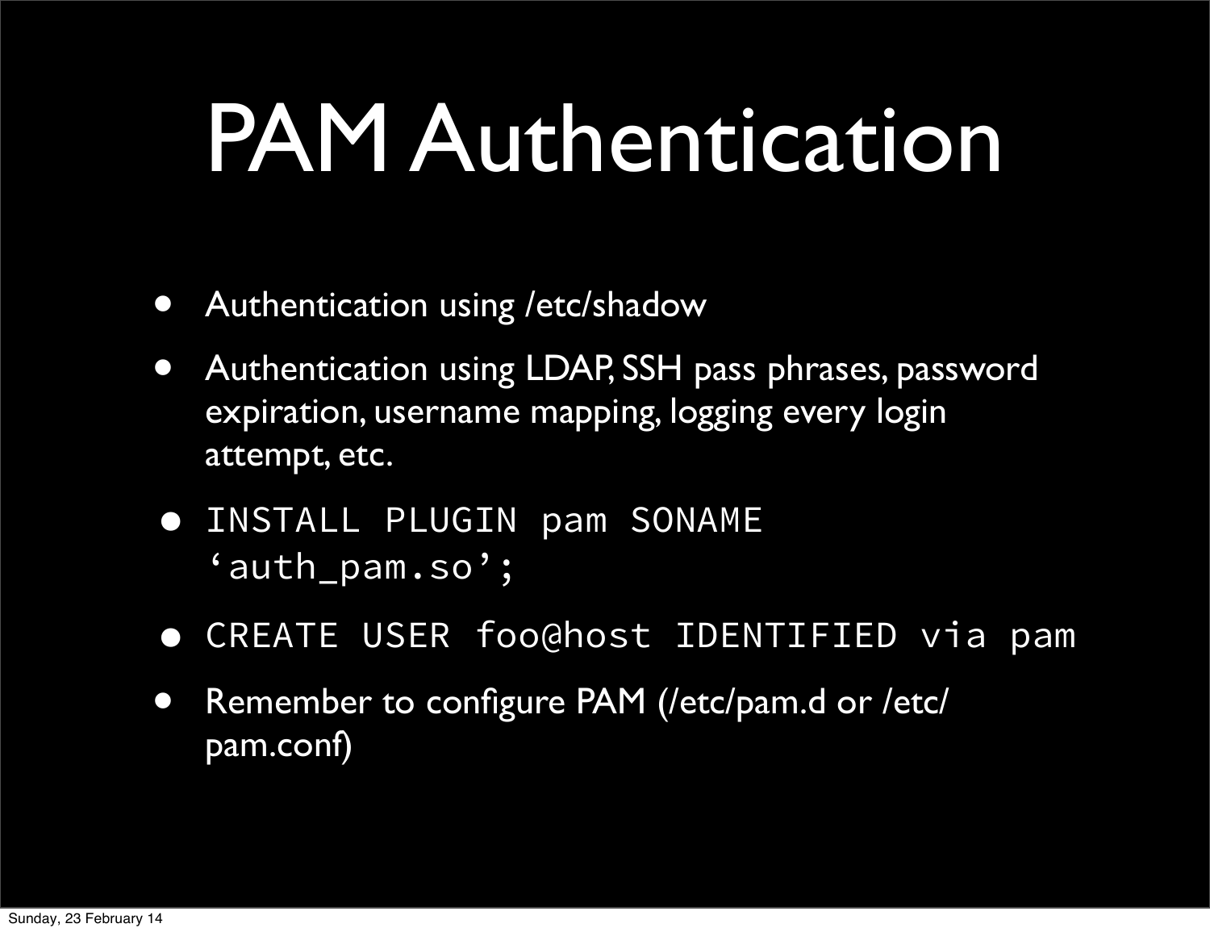# PAM Authentication

- Authentication using /etc/shadow
- Authentication using LDAP, SSH pass phrases, password expiration, username mapping, logging every login attempt, etc.
- `INSTALL PLUGIN pam SONAME ‘auth_pam.so’;`
- `CREATE USER foo@host IDENTIFIED via pam`
- Remember to configure PAM (/etc/pam.d or /etc/pam.conf)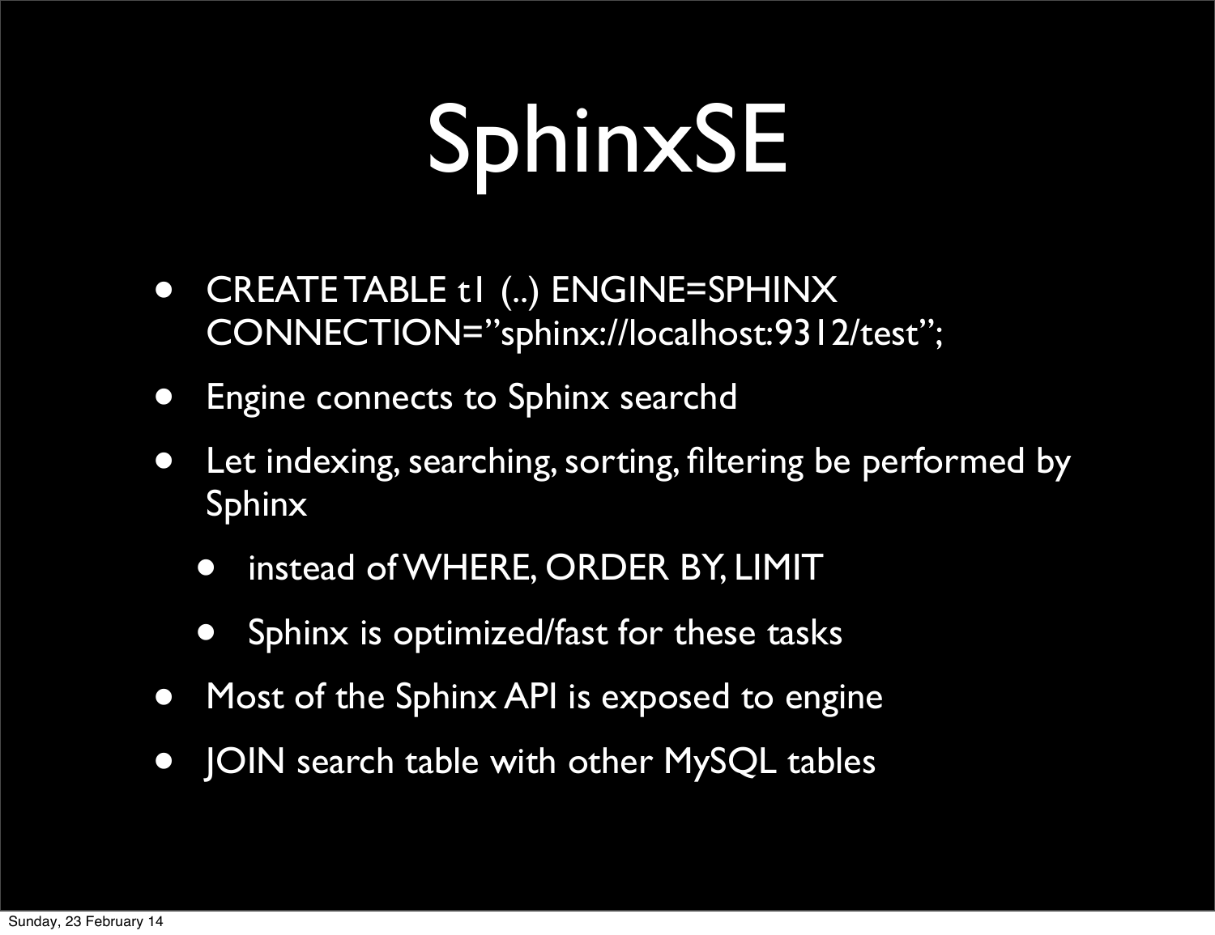# SphinxSE

- CREATE TABLE t1 (..) ENGINE=SPHINX CONNECTION="sphinx://localhost:9312/test";
- Engine connects to Sphinx searchd
- Let indexing, searching, sorting, filtering be performed by Sphinx
  - instead of WHERE, ORDER BY, LIMIT
  - Sphinx is optimized/fast for these tasks
- Most of the Sphinx API is exposed to engine
- JOIN search table with other MySQL tables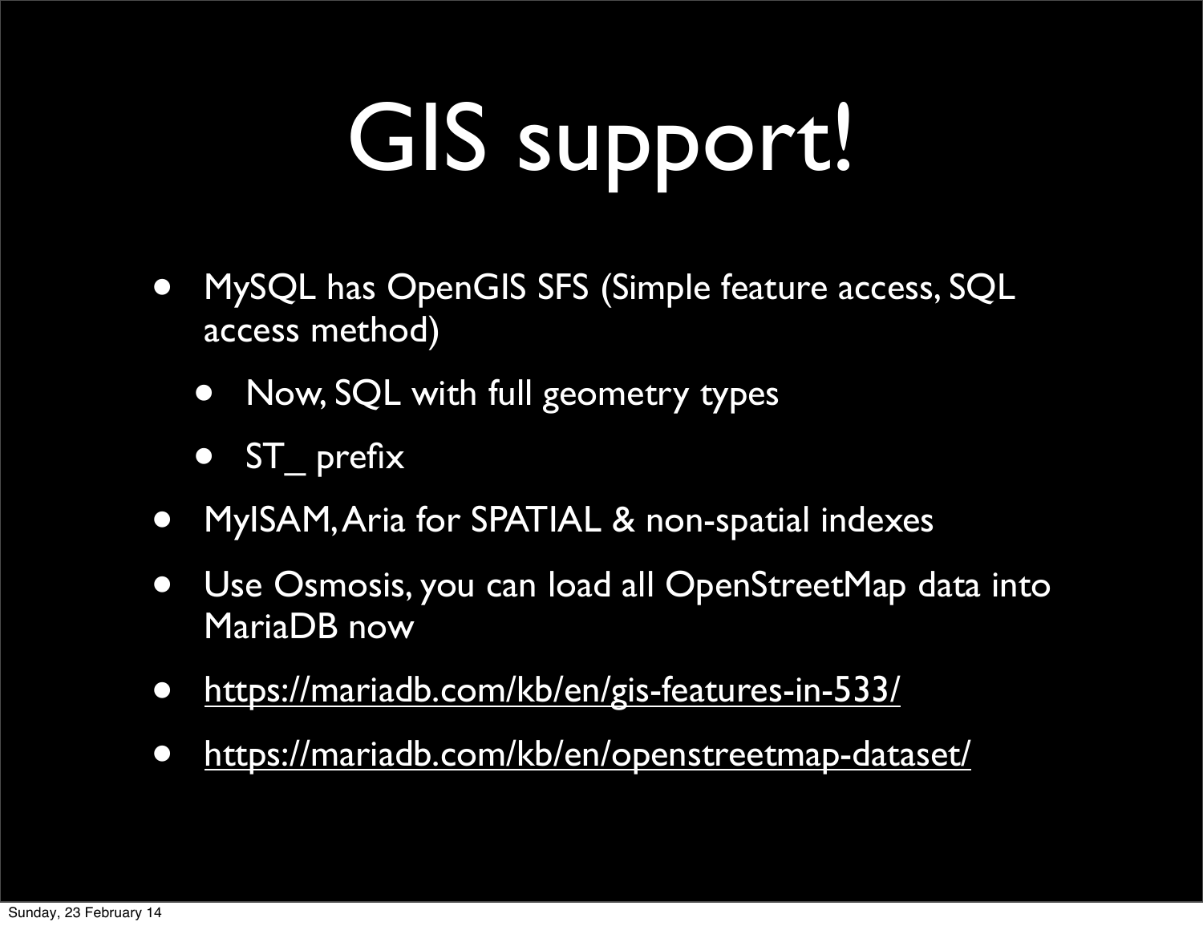# GIS support!

- MySQL has OpenGIS SFS (Simple feature access, SQL access method)
  - Now, SQL with full geometry types
  - ST_ prefix
- MyISAM, Aria for SPATIAL & non-spatial indexes
- Use Osmosis, you can load all OpenStreetMap data into MariaDB now
- https://mariadb.com/kb/en/gis-features-in-533/
- https://mariadb.com/kb/en/openstreetmap-dataset/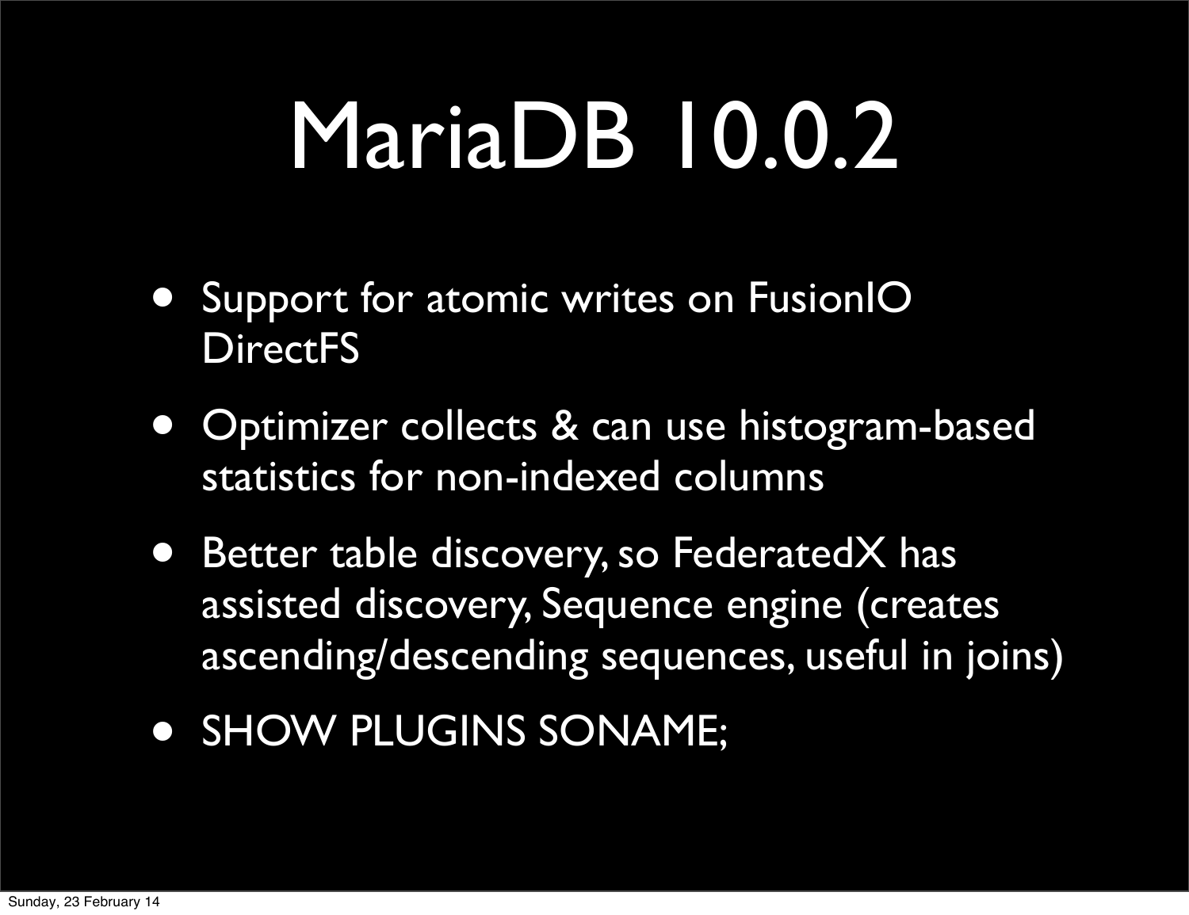# MariaDB 10.0.2

- Support for atomic writes on FusionIO DirectFS
- Optimizer collects & can use histogram-based statistics for non-indexed columns
- Better table discovery, so FederatedX has assisted discovery, Sequence engine (creates ascending/descending sequences, useful in joins)
- SHOW PLUGINS SONAME;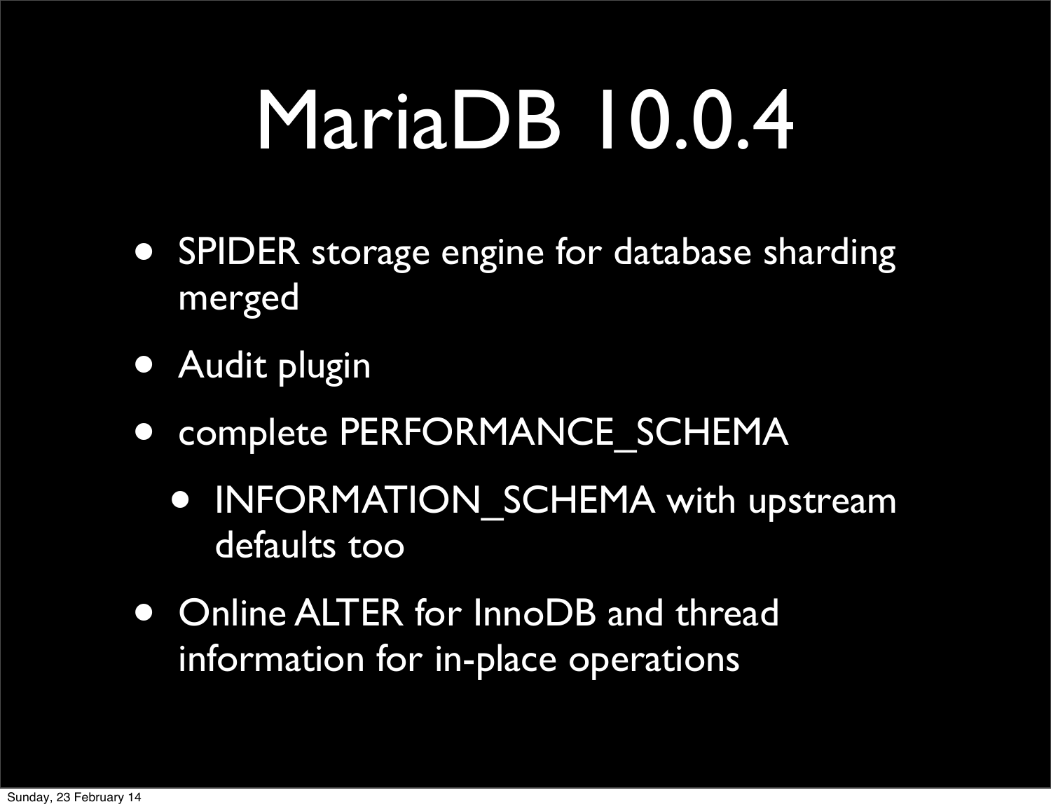# MariaDB 10.0.4

- SPIDER storage engine for database sharding merged
- Audit plugin
- complete PERFORMANCE_SCHEMA
  - INFORMATION_SCHEMA with upstream defaults too
- Online ALTER for InnoDB and thread information for in-place operations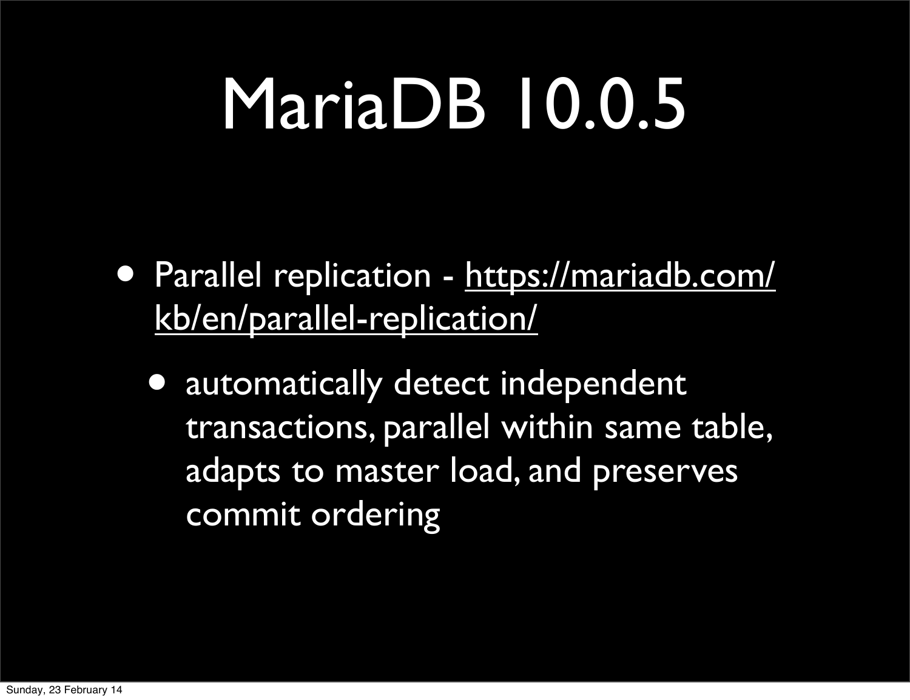# MariaDB 10.0.5

- Parallel replication - https://mariadb.com/kb/en/parallel-replication/
  - automatically detect independent transactions, parallel within same table, adapts to master load, and preserves commit ordering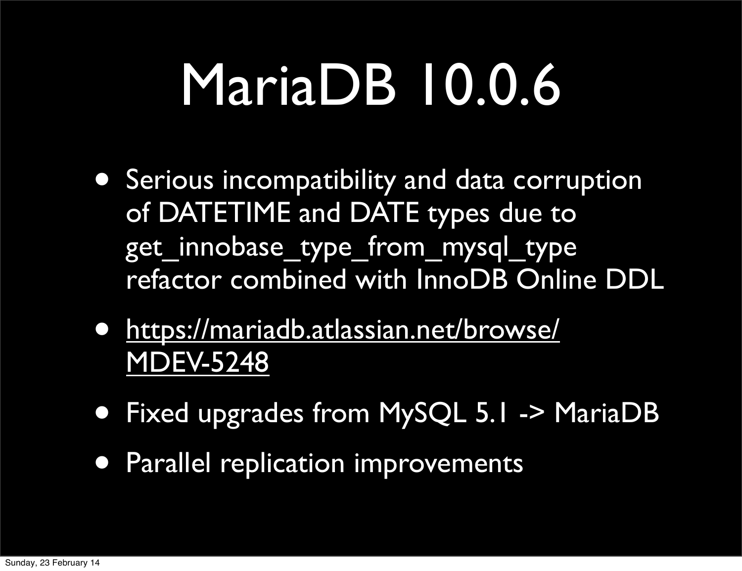# MariaDB 10.0.6

- Serious incompatibility and data corruption of DATETIME and DATE types due to get_innobase_type_from_mysql_type refactor combined with InnoDB Online DDL
- https://mariadb.atlassian.net/browse/MDEV-5248
- Fixed upgrades from MySQL 5.1 -> MariaDB
- Parallel replication improvements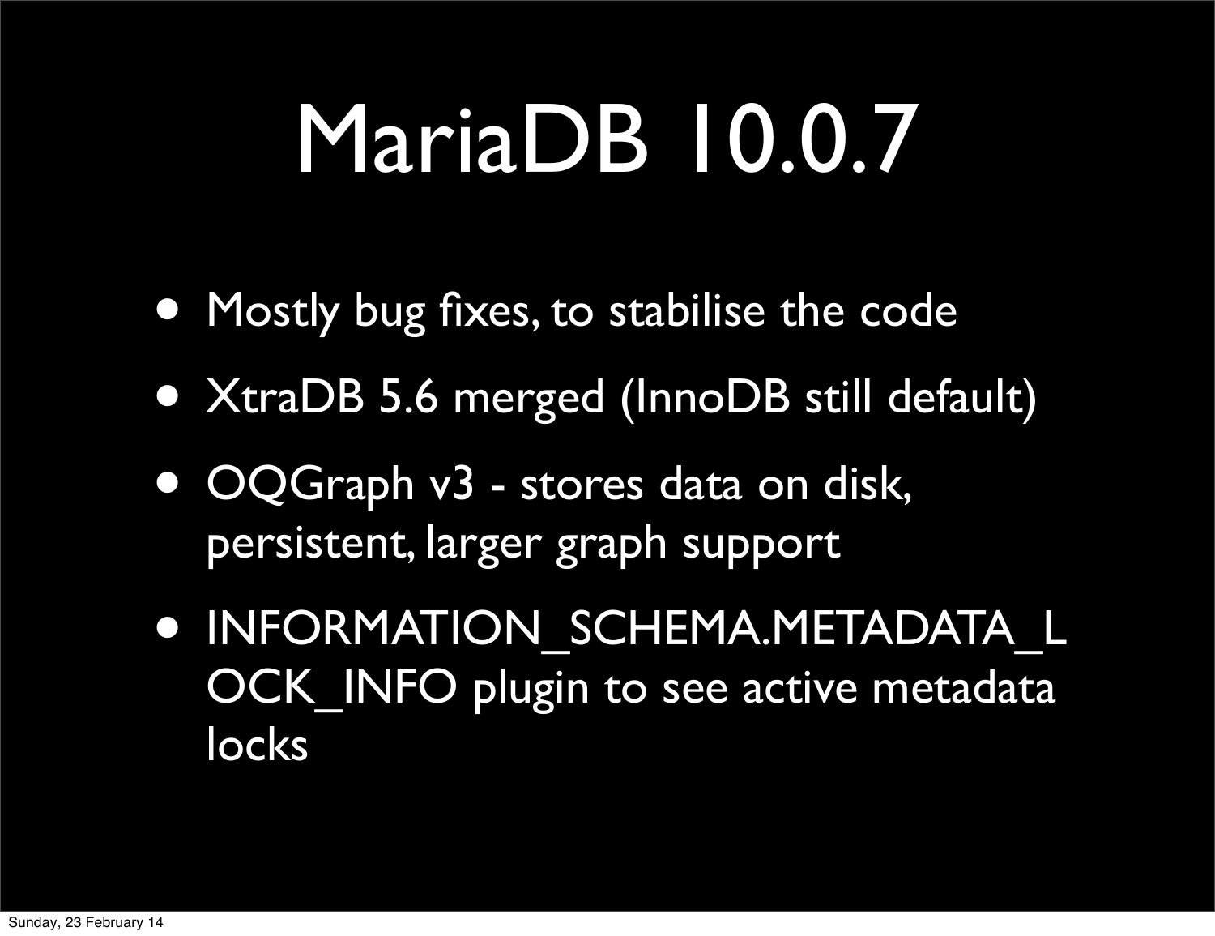# MariaDB 10.0.7

- Mostly bug fixes, to stabilise the code
- XtraDB 5.6 merged (InnoDB still default)
- OQGraph v3 - stores data on disk, persistent, larger graph support
- INFORMATION_SCHEMA.METADATA_LOCK_INFO plugin to see active metadata locks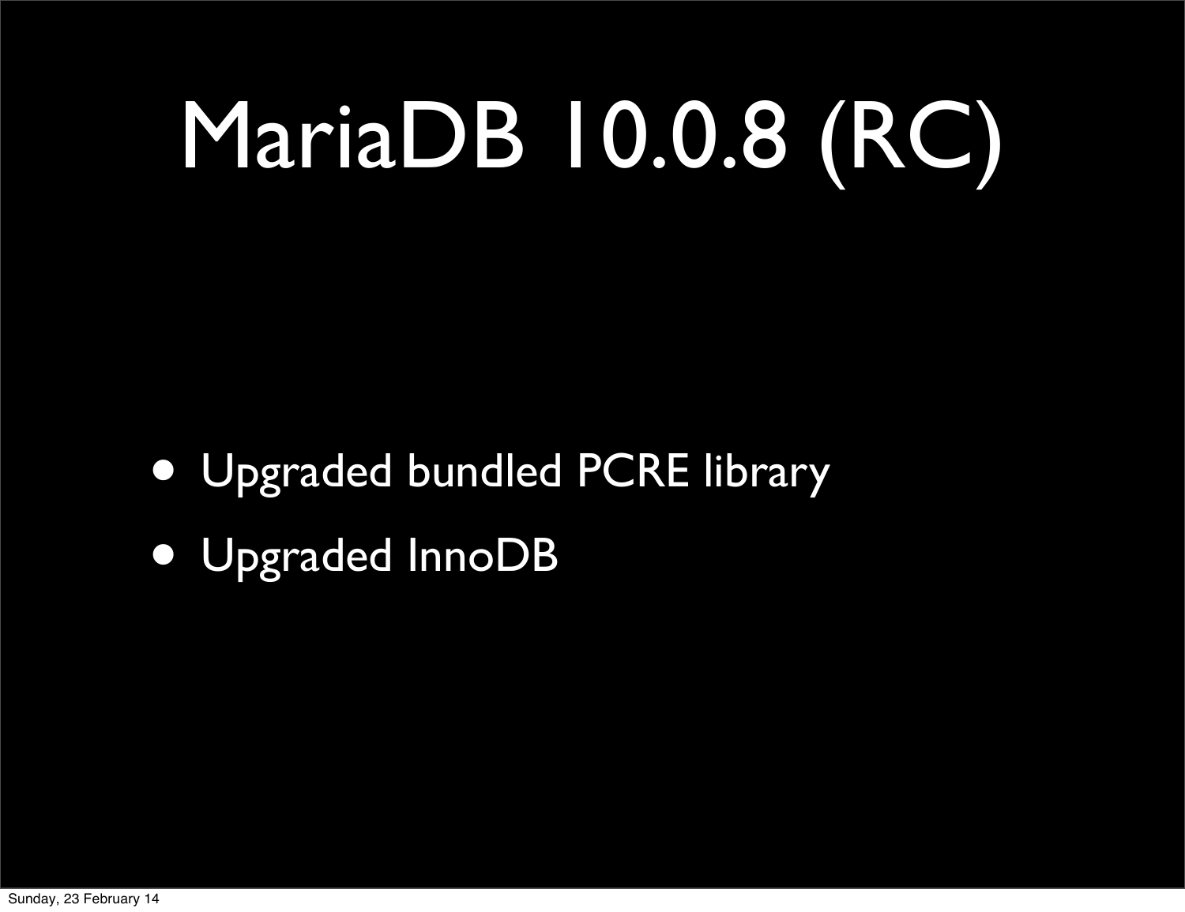# MariaDB 10.0.8 (RC)

- Upgraded bundled PCRE library
- Upgraded InnoDB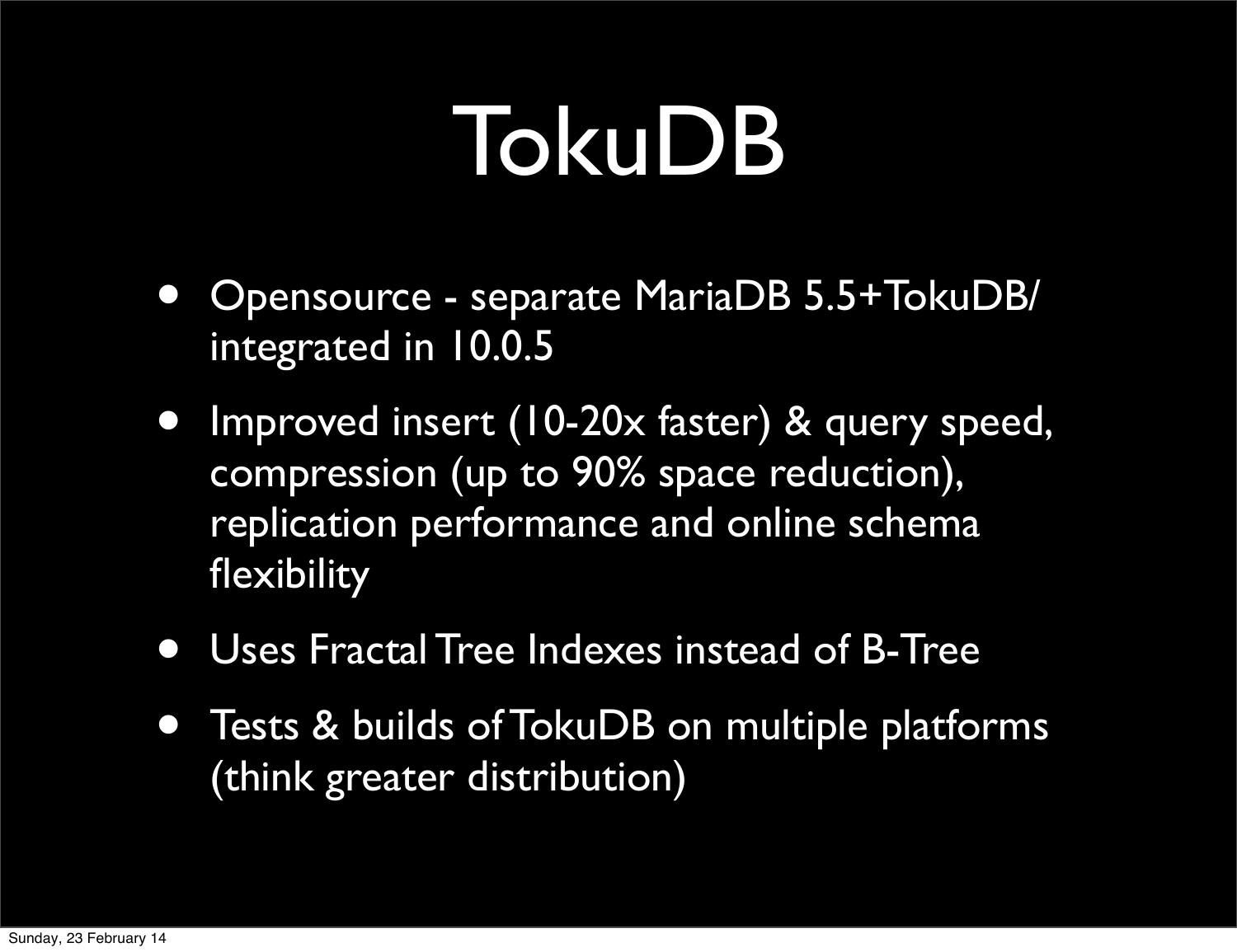# TokuDB

- Opensource - separate MariaDB 5.5+TokuDB/ integrated in 10.0.5
- Improved insert (10-20x faster) & query speed, compression (up to 90% space reduction), replication performance and online schema flexibility
- Uses Fractal Tree Indexes instead of B-Tree
- Tests & builds of TokuDB on multiple platforms (think greater distribution)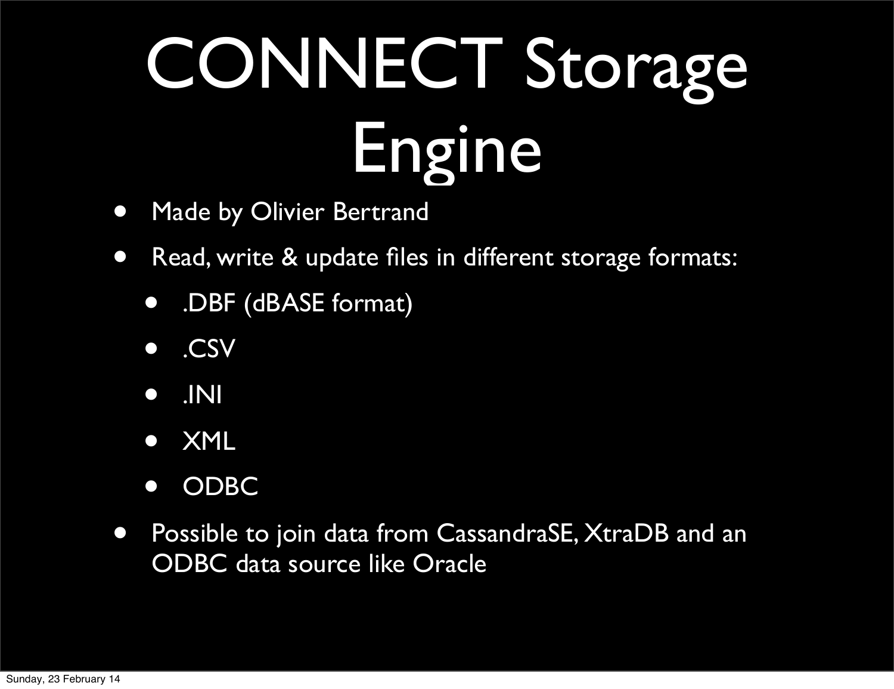# CONNECT Storage Engine

- Made by Olivier Bertrand
- Read, write & update files in different storage formats:
  - .DBF (dBASE format)
  - .CSV
  - .INI
  - XML
  - ODBC
- Possible to join data from CassandraSE, XtraDB and an ODBC data source like Oracle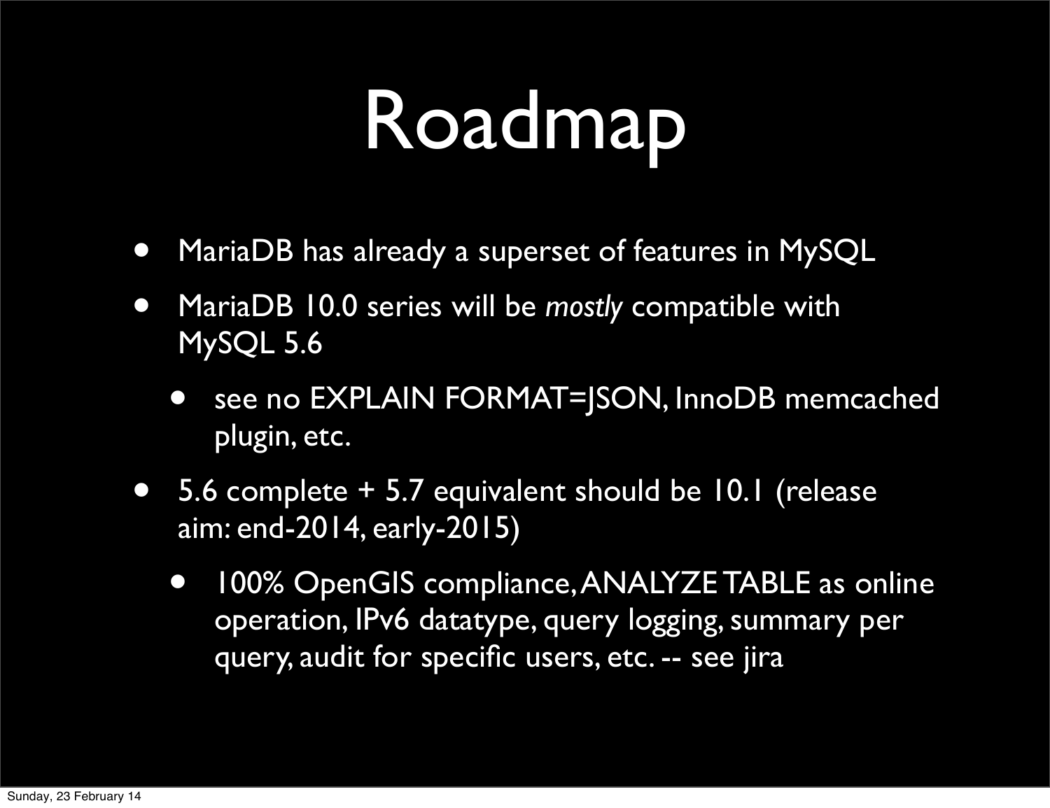# Roadmap

- MariaDB has already a superset of features in MySQL
- MariaDB 10.0 series will be *mostly* compatible with MySQL 5.6
  - see no EXPLAIN FORMAT=JSON, InnoDB memcached plugin, etc.
- 5.6 complete + 5.7 equivalent should be 10.1 (release aim: end-2014, early-2015)
  - 100% OpenGIS compliance, ANALYZE TABLE as online operation, IPv6 datatype, query logging, summary per query, audit for specific users, etc. -- see jira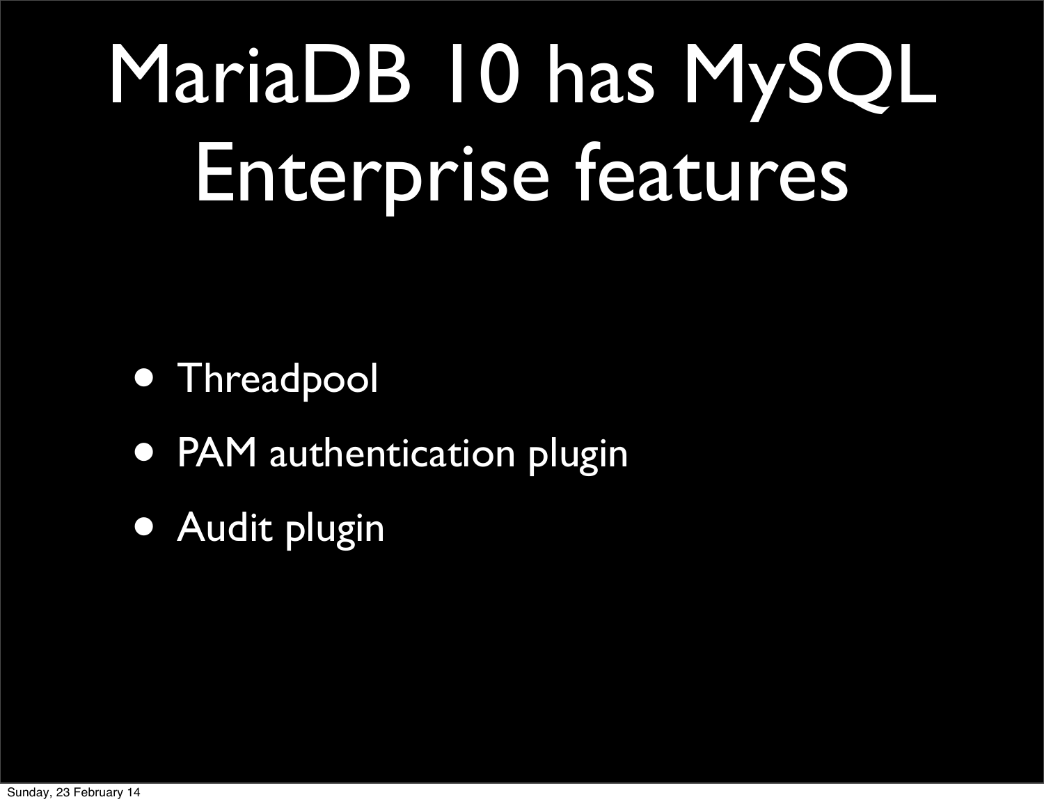# MariaDB 10 has MySQL Enterprise features

- Threadpool
- PAM authentication plugin
- Audit plugin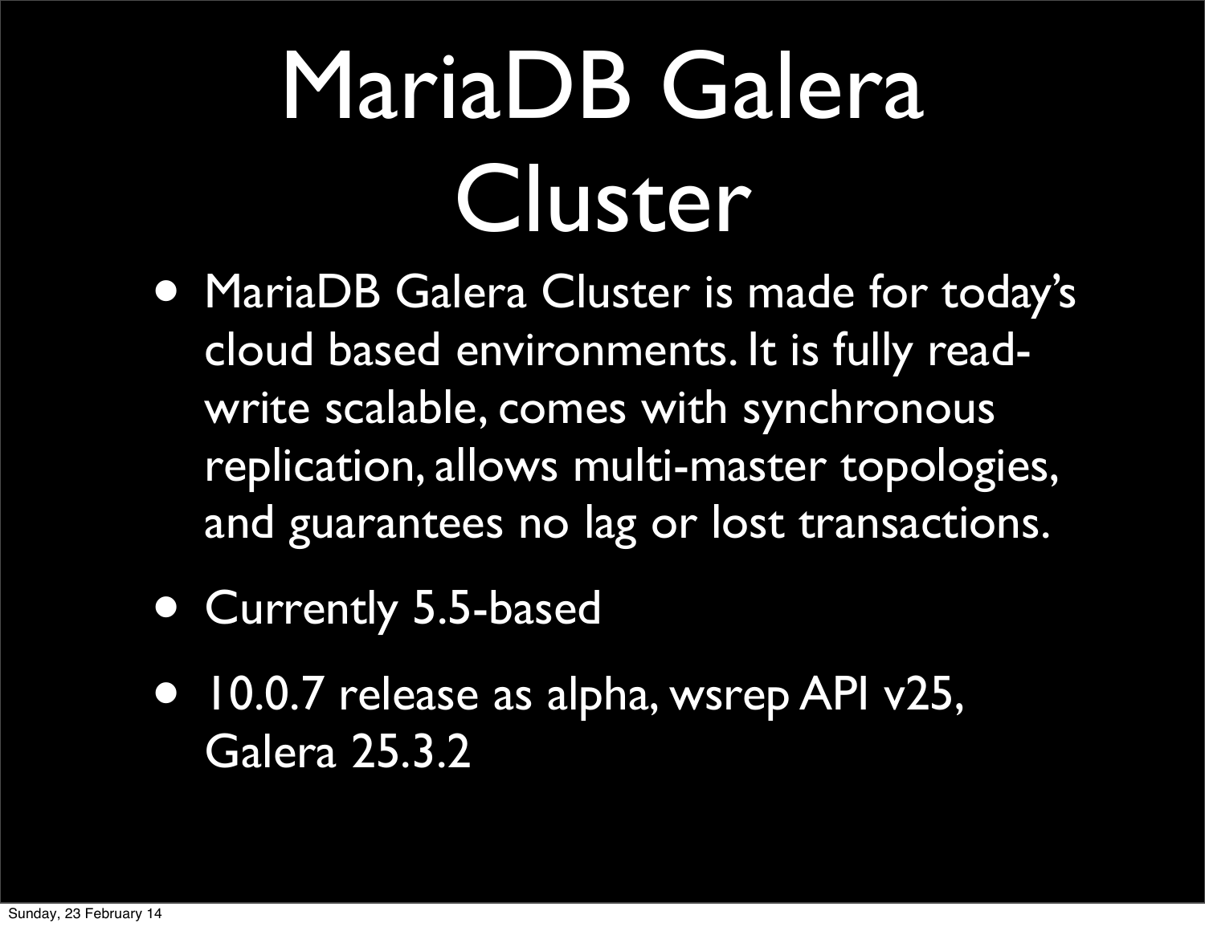# MariaDB Galera Cluster

- MariaDB Galera Cluster is made for today's cloud based environments. It is fully read-write scalable, comes with synchronous replication, allows multi-master topologies, and guarantees no lag or lost transactions.
- Currently 5.5-based
- 10.0.7 release as alpha, wsrep API v25, Galera 25.3.2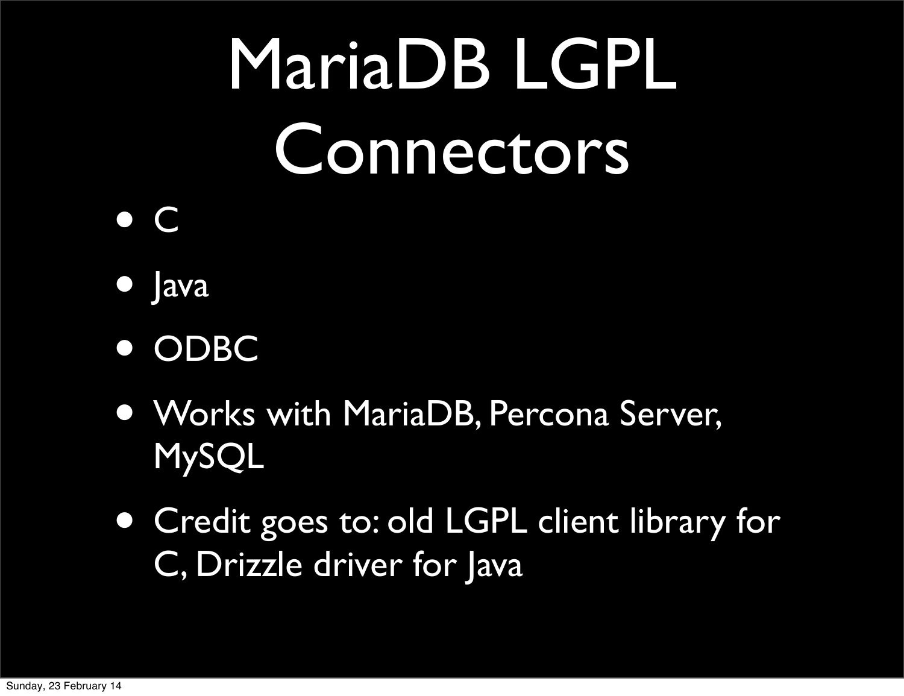# MariaDB LGPL Connectors

- C
- Java
- ODBC
- Works with MariaDB, Percona Server, MySQL
- Credit goes to: old LGPL client library for C, Drizzle driver for Java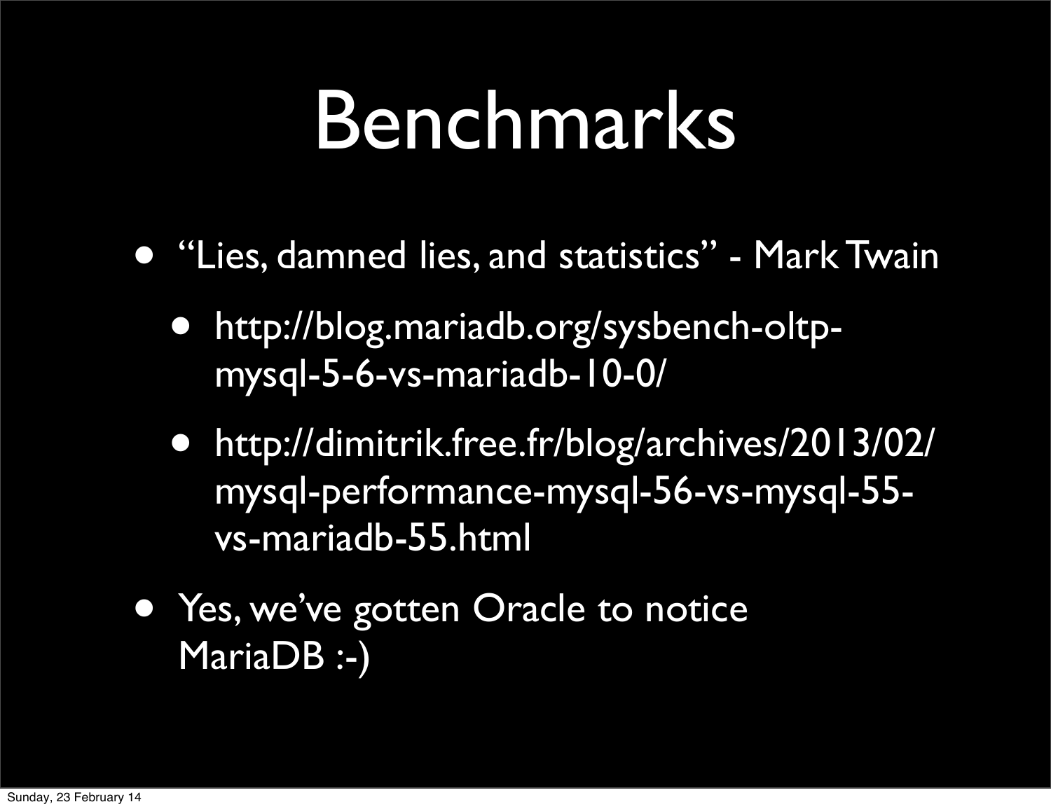# Benchmarks

- "Lies, damned lies, and statistics" - Mark Twain
  - http://blog.mariadb.org/sysbench-oltp-mysql-5-6-vs-mariadb-10-0/
  - http://dimitrik.free.fr/blog/archives/2013/02/mysql-performance-mysql-56-vs-mysql-55-vs-mariadb-55.html
- Yes, we've gotten Oracle to notice MariaDB :-)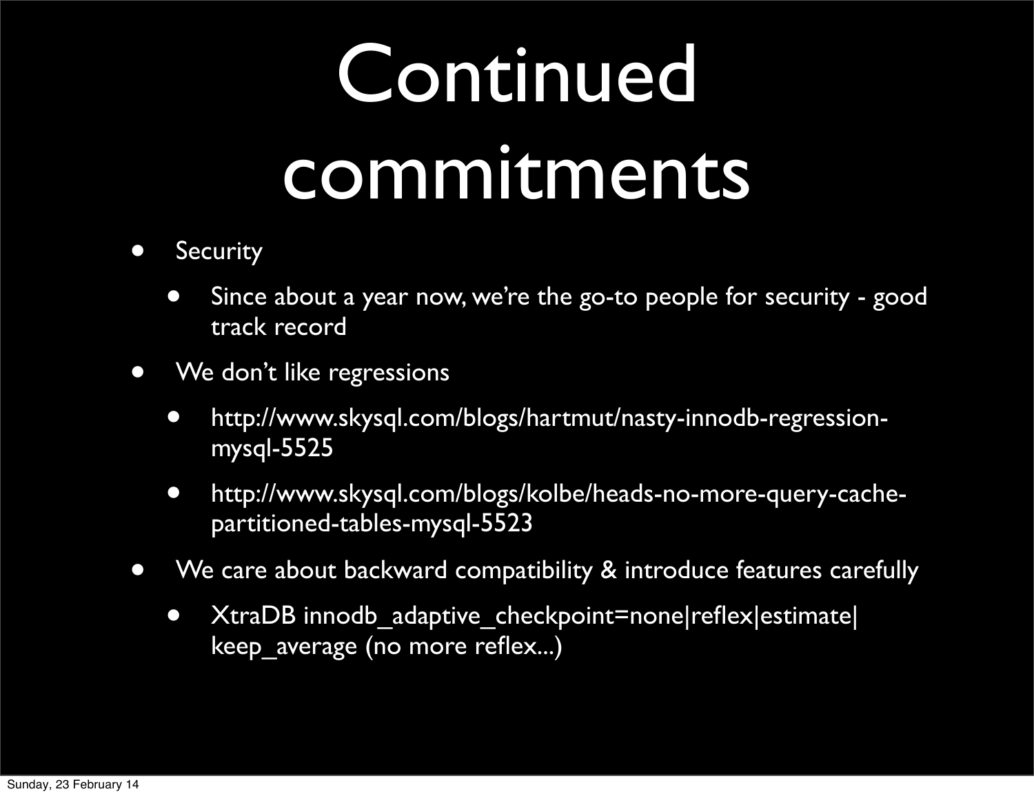# Continued commitments

- Security
  - Since about a year now, we're the go-to people for security - good track record
- We don't like regressions
  - http://www.skysql.com/blogs/hartmut/nasty-innodb-regression-mysql-5525
  - http://www.skysql.com/blogs/kolbe/heads-no-more-query-cache-partitioned-tables-mysql-5523
- We care about backward compatibility & introduce features carefully
  - XtraDB innodb_adaptive_checkpoint=none|reflex|estimate|keep_average (no more reflex...)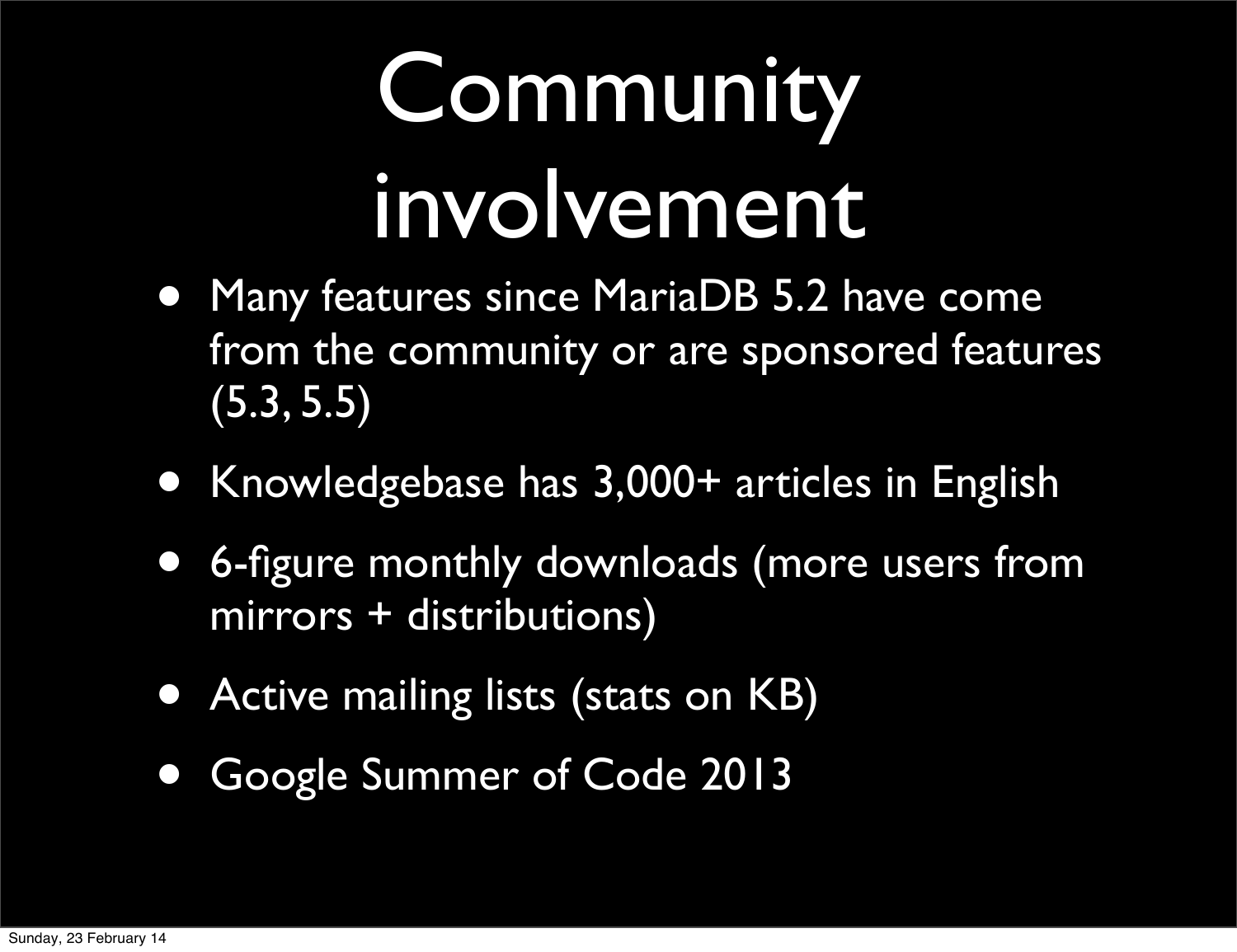# Community involvement

- Many features since MariaDB 5.2 have come from the community or are sponsored features (5.3, 5.5)
- Knowledgebase has 3,000+ articles in English
- 6-figure monthly downloads (more users from mirrors + distributions)
- Active mailing lists (stats on KB)
- Google Summer of Code 2013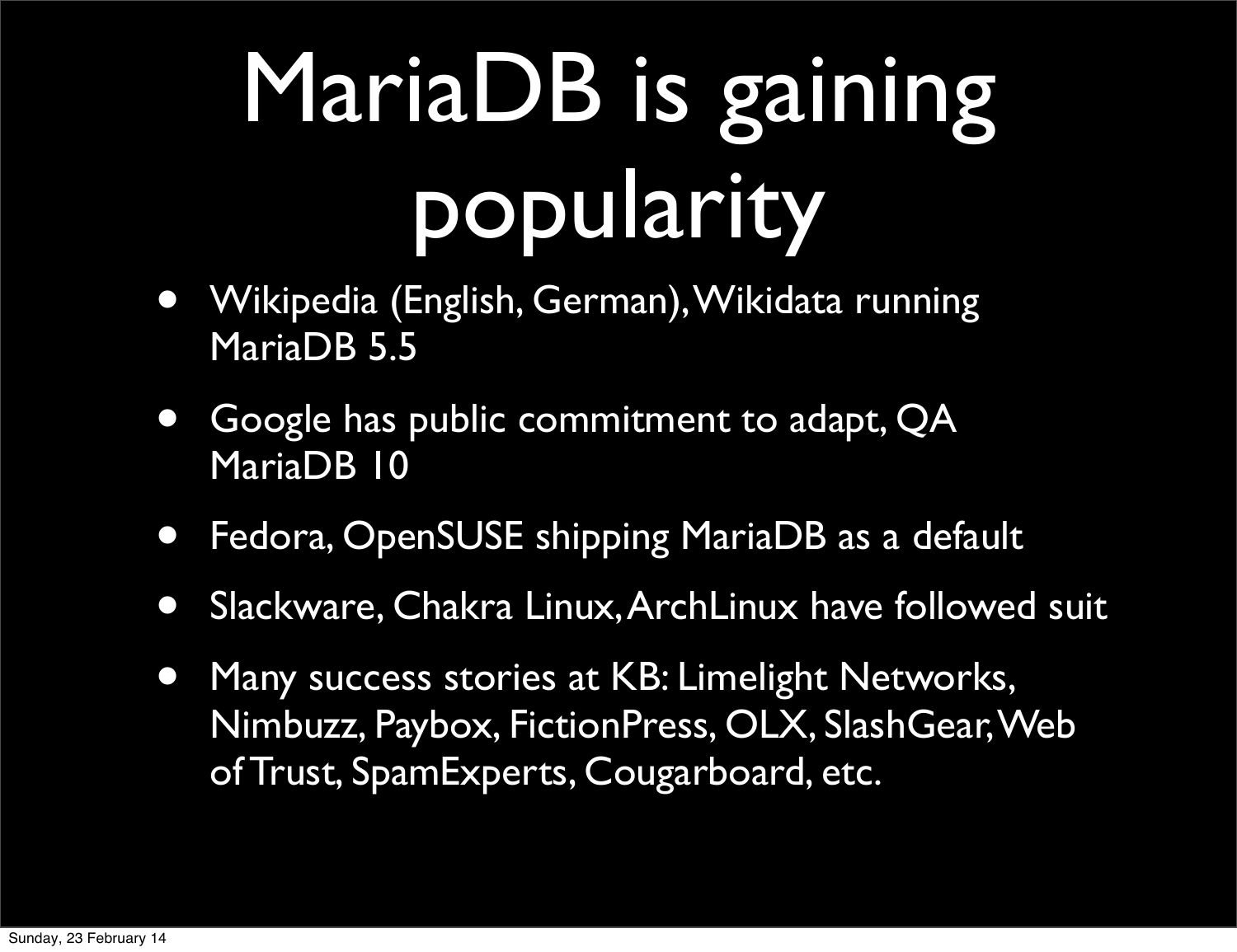# MariaDB is gaining popularity

- Wikipedia (English, German), Wikidata running MariaDB 5.5
- Google has public commitment to adapt, QA MariaDB 10
- Fedora, OpenSUSE shipping MariaDB as a default
- Slackware, Chakra Linux, ArchLinux have followed suit
- Many success stories at KB: Limelight Networks, Nimbuzz, Paybox, FictionPress, OLX, SlashGear, Web of Trust, SpamExperts, Cougarboard, etc.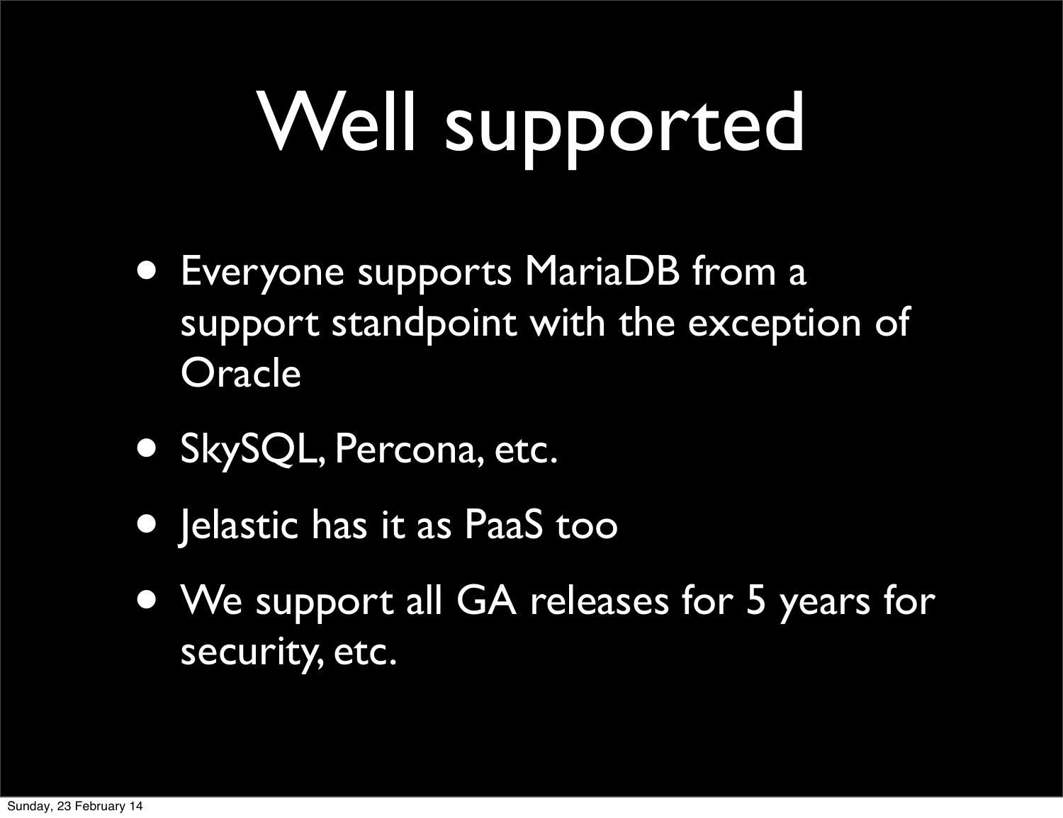# Well supported

- Everyone supports MariaDB from a support standpoint with the exception of Oracle
- SkySQL, Percona, etc.
- Jelastic has it as PaaS too
- We support all GA releases for 5 years for security, etc.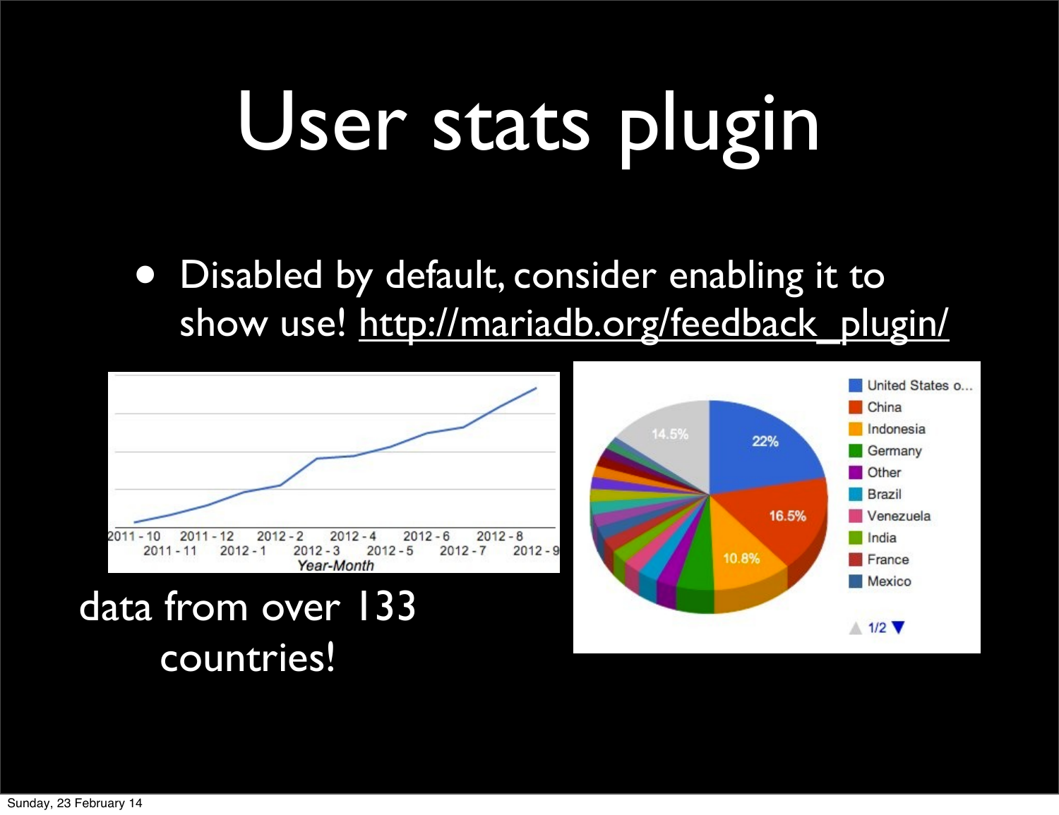# User stats plugin

- Disabled by default, consider enabling it to show use! http://mariadb.org/feedback_plugin/

data from over 133 countries!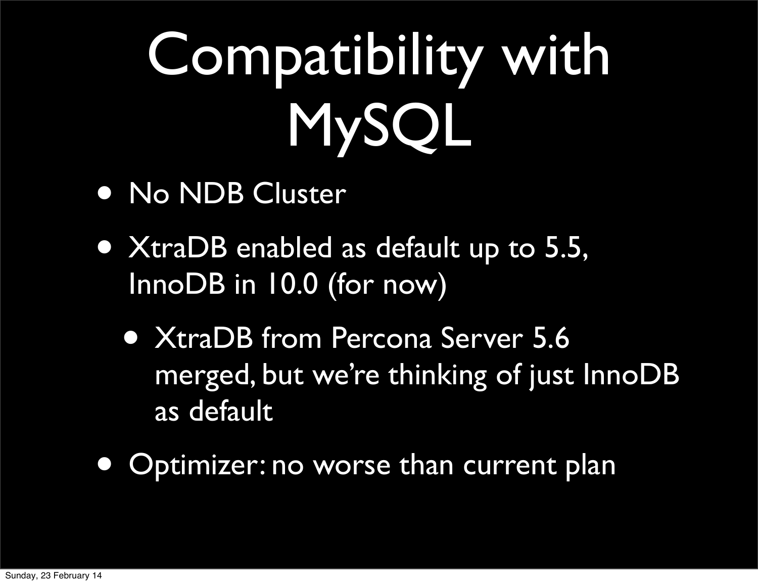# Compatibility with MySQL

- No NDB Cluster
- XtraDB enabled as default up to 5.5, InnoDB in 10.0 (for now)
  - XtraDB from Percona Server 5.6 merged, but we're thinking of just InnoDB as default
- Optimizer: no worse than current plan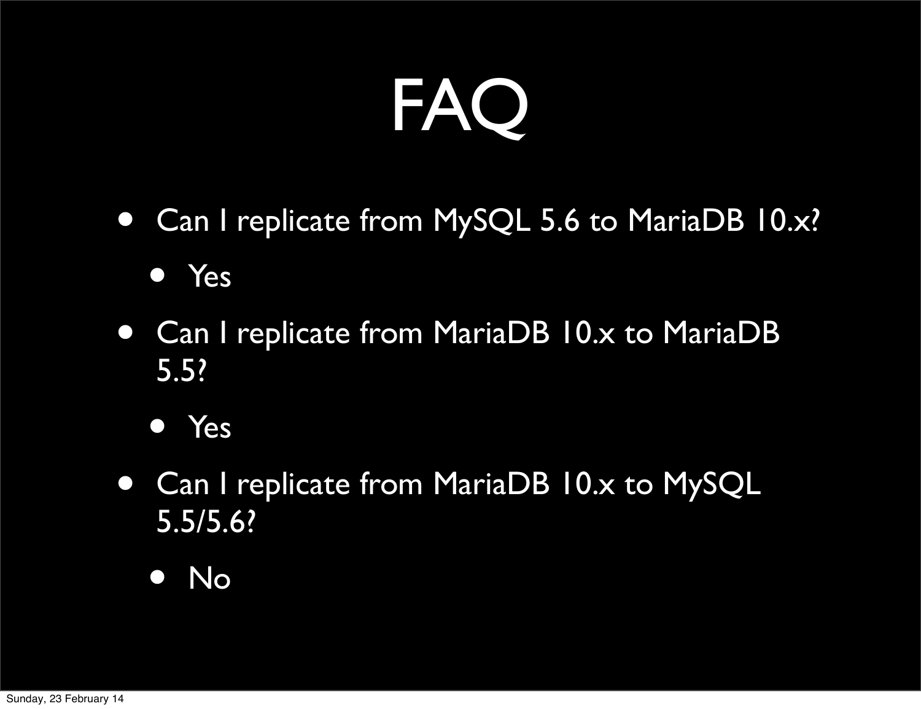# FAQ

- Can I replicate from MySQL 5.6 to MariaDB 10.x?
  - Yes
- Can I replicate from MariaDB 10.x to MariaDB 5.5?
  - Yes
- Can I replicate from MariaDB 10.x to MySQL 5.5/5.6?
  - No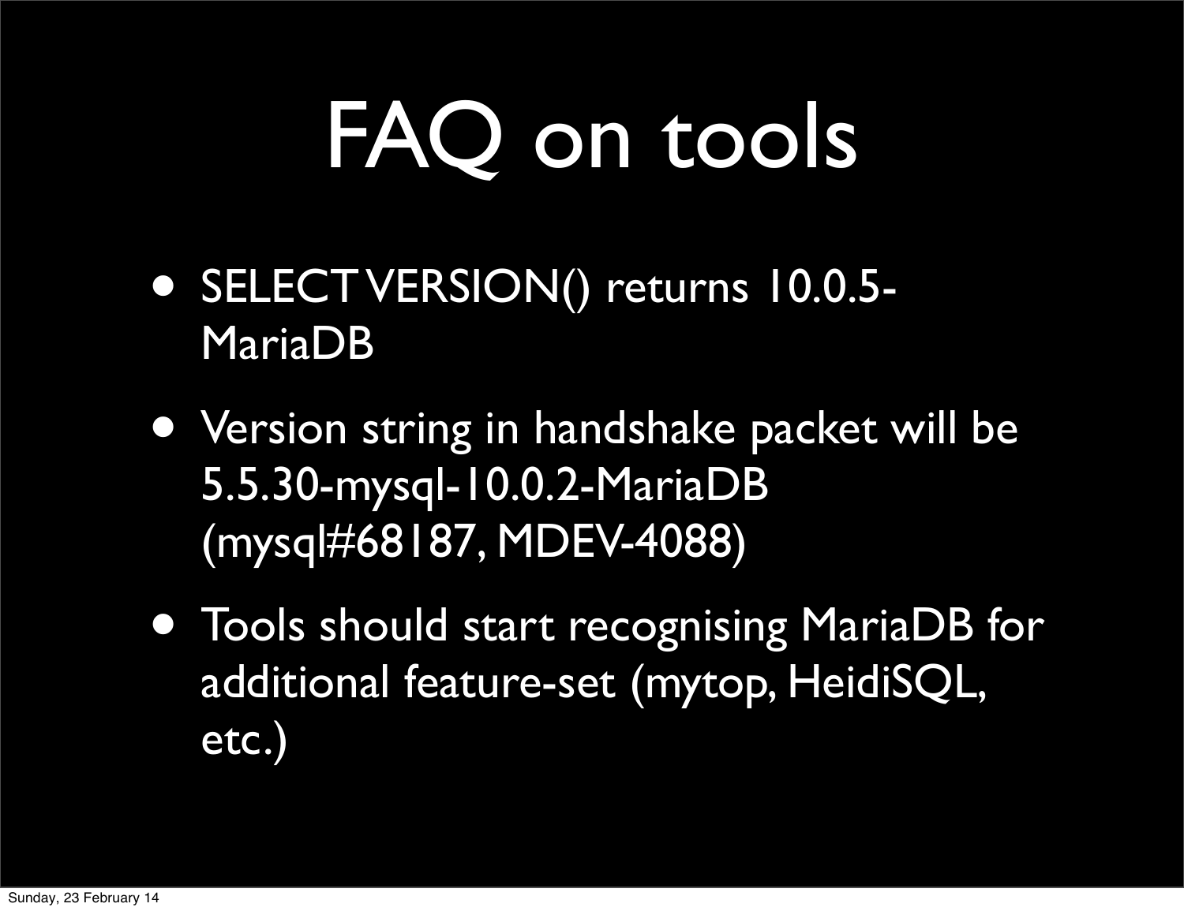# FAQ on tools

- SELECT VERSION() returns 10.0.5-MariaDB
- Version string in handshake packet will be 5.5.30-mysql-10.0.2-MariaDB (mysql#68187, MDEV-4088)
- Tools should start recognising MariaDB for additional feature-set (mytop, HeidiSQL, etc.)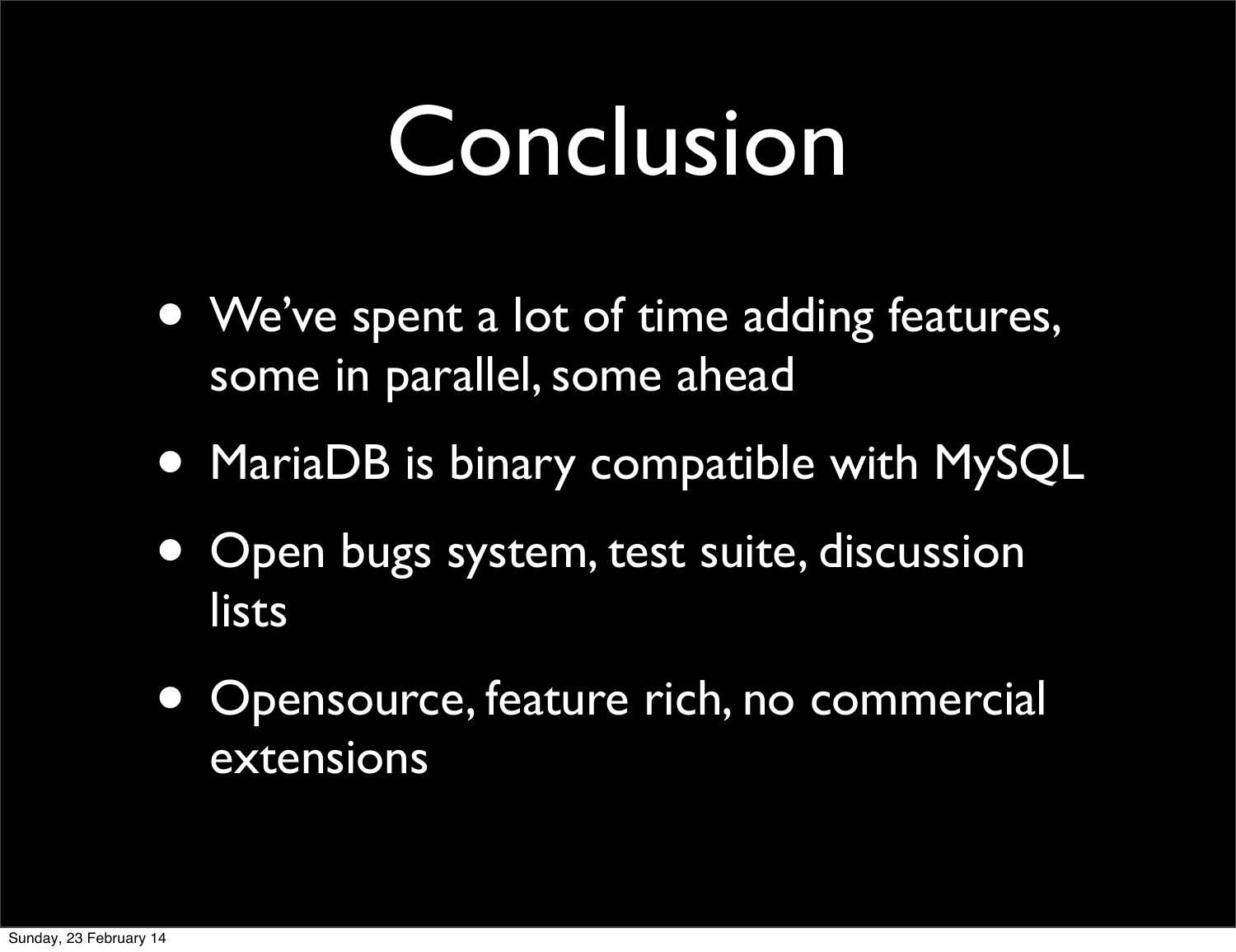# Conclusion

- We've spent a lot of time adding features, some in parallel, some ahead
- MariaDB is binary compatible with MySQL
- Open bugs system, test suite, discussion lists
- Opensource, feature rich, no commercial extensions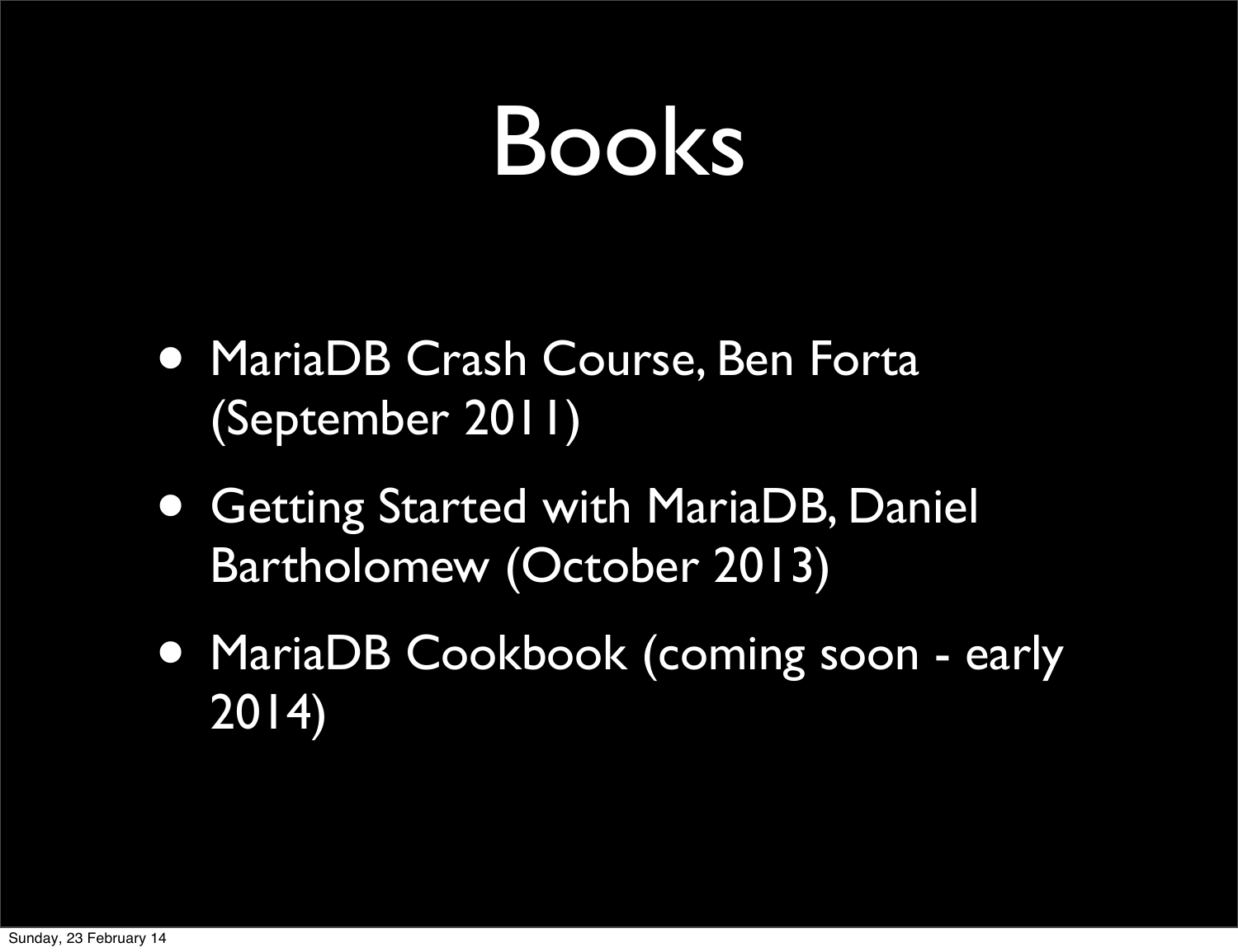# Books

- MariaDB Crash Course, Ben Forta (September 2011)
- Getting Started with MariaDB, Daniel Bartholomew (October 2013)
- MariaDB Cookbook (coming soon - early 2014)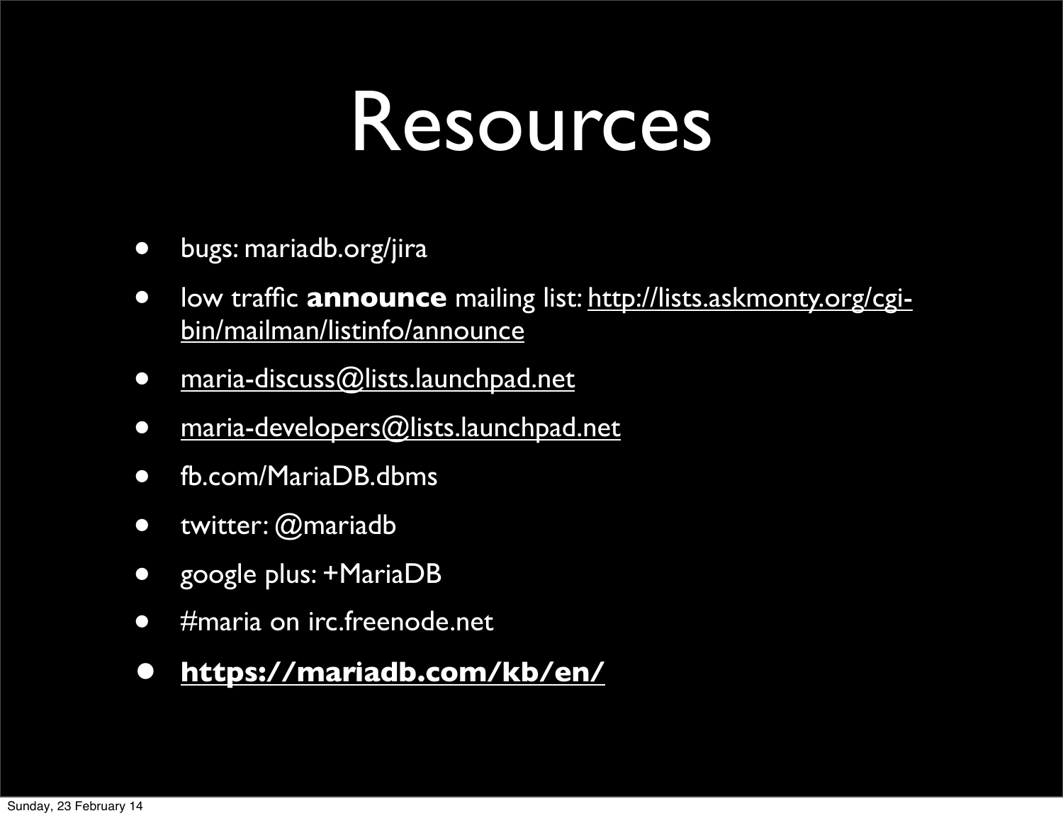# Resources

- bugs: mariadb.org/jira
- low traffic **announce** mailing list: http://lists.askmonty.org/cgi-bin/mailman/listinfo/announce
- maria-discuss@lists.launchpad.net
- maria-developers@lists.launchpad.net
- fb.com/MariaDB.dbms
- twitter: @mariadb
- google plus: +MariaDB
- #maria on irc.freenode.net
- **https://mariadb.com/kb/en/**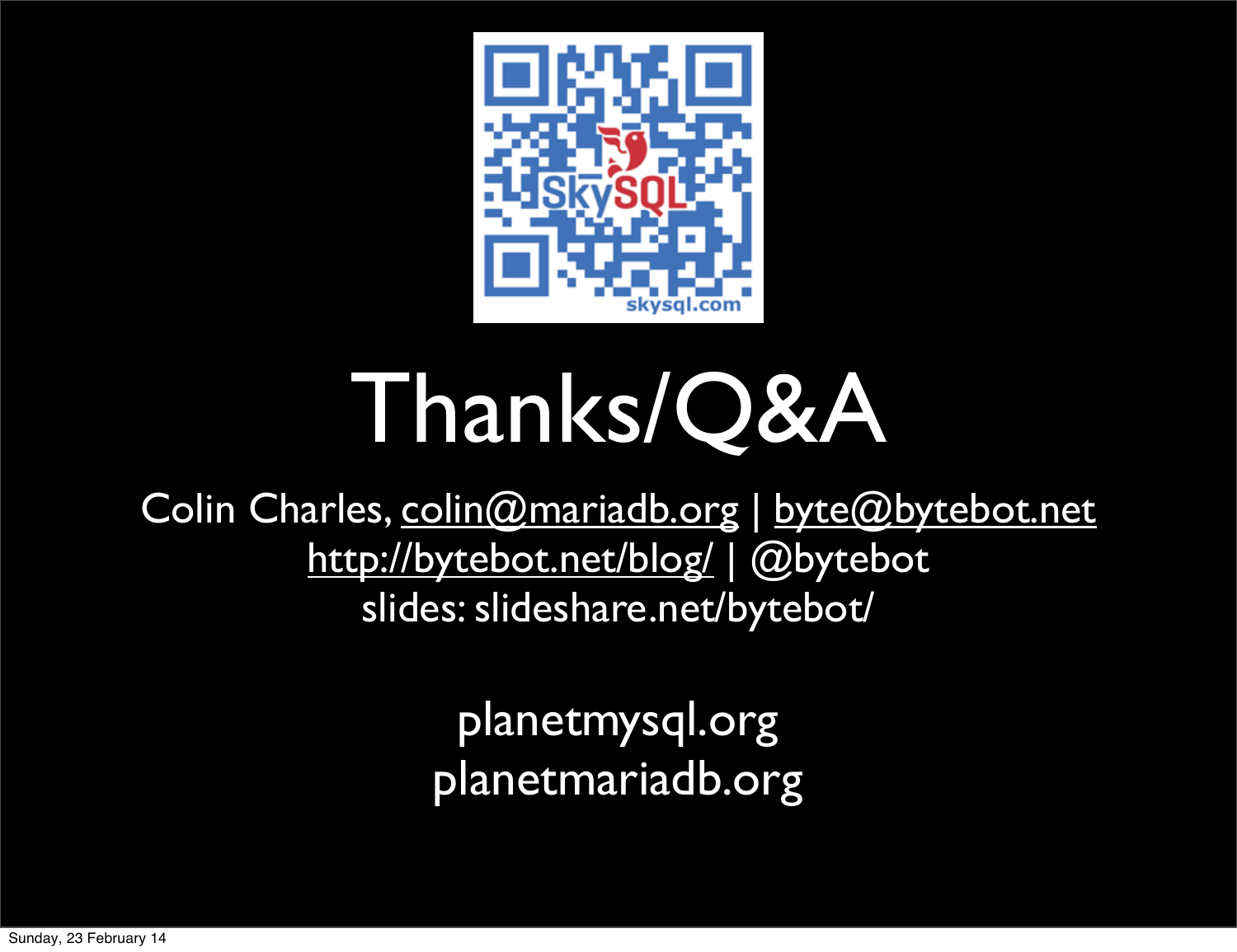# Thanks/Q&A

Colin Charles, colin@mariadb.org | byte@bytebot.net
http://bytebot.net/blog/ | @bytebot
slides: slideshare.net/bytebot/

planetmysql.org
planetmariadb.org